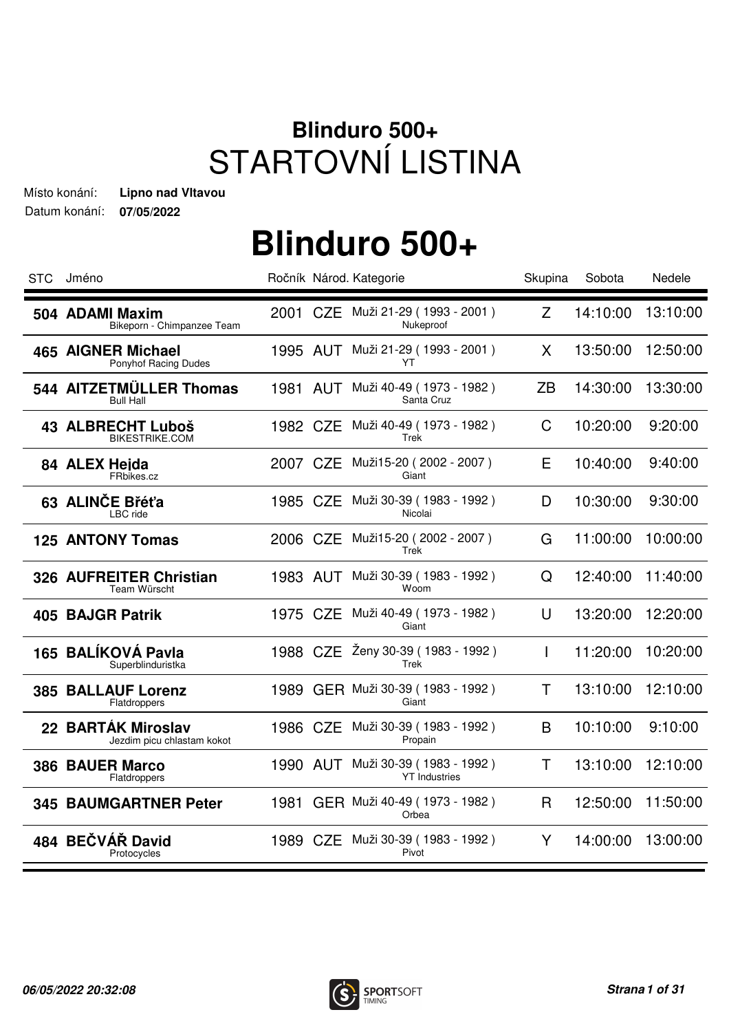# Blinduro 500+
## STARTOVNÍ LISTINA

Místo konání: **Lipno nad Vltavou**
Datum konání: **07/05/2022**

# Blinduro 500+

| STC | Jméno | Ročník | Národ. | Kategorie | Skupina | Sobota | Nedele |
|---|---|---|---|---|---|---|---|
| 504 | **ADAMI Maxim** Bikeporn - Chimpanzee Team | 2001 | CZE | Muži 21-29 ( 1993 - 2001 ) Nukeproof | Z | 14:10:00 | 13:10:00 |
| 465 | **AIGNER Michael** Ponyhof Racing Dudes | 1995 | AUT | Muži 21-29 ( 1993 - 2001 ) YT | X | 13:50:00 | 12:50:00 |
| 544 | **AITZETMÜLLER Thomas** Bull Hall | 1981 | AUT | Muži 40-49 ( 1973 - 1982 ) Santa Cruz | ZB | 14:30:00 | 13:30:00 |
| 43 | **ALBRECHT Luboš** BIKESTRIKE.COM | 1982 | CZE | Muži 40-49 ( 1973 - 1982 ) Trek | C | 10:20:00 | 9:20:00 |
| 84 | **ALEX Hejda** FRbikes.cz | 2007 | CZE | Muži15-20 ( 2002 - 2007 ) Giant | E | 10:40:00 | 9:40:00 |
| 63 | **ALINČE Břéťa** LBC ride | 1985 | CZE | Muži 30-39 ( 1983 - 1992 ) Nicolai | D | 10:30:00 | 9:30:00 |
| 125 | **ANTONY Tomas** | 2006 | CZE | Muži15-20 ( 2002 - 2007 ) Trek | G | 11:00:00 | 10:00:00 |
| 326 | **AUFREITER Christian** Team Würscht | 1983 | AUT | Muži 30-39 ( 1983 - 1992 ) Woom | Q | 12:40:00 | 11:40:00 |
| 405 | **BAJGR Patrik** | 1975 | CZE | Muži 40-49 ( 1973 - 1982 ) Giant | U | 13:20:00 | 12:20:00 |
| 165 | **BALÍKOVÁ Pavla** Superblinduristka | 1988 | CZE | Ženy 30-39 ( 1983 - 1992 ) Trek | I | 11:20:00 | 10:20:00 |
| 385 | **BALLAUF Lorenz** Flatdroppers | 1989 | GER | Muži 30-39 ( 1983 - 1992 ) Giant | T | 13:10:00 | 12:10:00 |
| 22 | **BARTÁK Miroslav** Jezdim picu chlastam kokot | 1986 | CZE | Muži 30-39 ( 1983 - 1992 ) Propain | B | 10:10:00 | 9:10:00 |
| 386 | **BAUER Marco** Flatdroppers | 1990 | AUT | Muži 30-39 ( 1983 - 1992 ) YT Industries | T | 13:10:00 | 12:10:00 |
| 345 | **BAUMGARTNER Peter** | 1981 | GER | Muži 40-49 ( 1973 - 1982 ) Orbea | R | 12:50:00 | 11:50:00 |
| 484 | **BEČVÁŘ David** Protocycles | 1989 | CZE | Muži 30-39 ( 1983 - 1992 ) Pivot | Y | 14:00:00 | 13:00:00 |

*06/05/2022 20:32:08*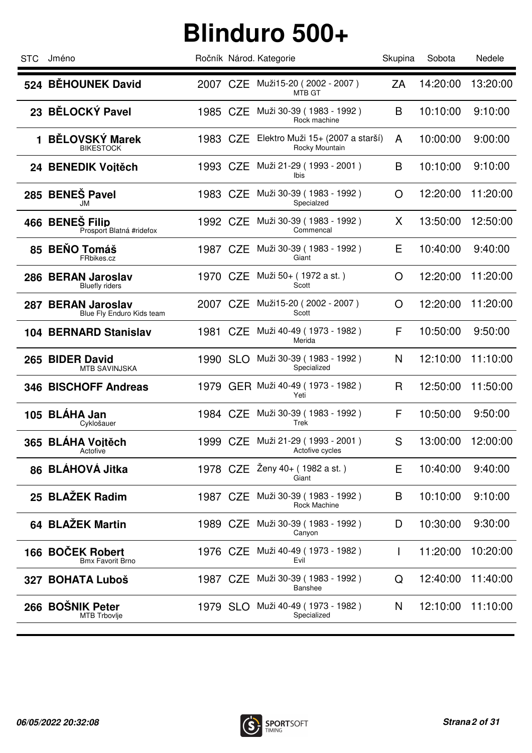# Blinduro 500+

| STC | Jméno | Ročník | Národ. | Kategorie | Skupina | Sobota | Nedele |
|---|---|---|---|---|---|---|---|
| 524 | **BĚHOUNEK David** | 2007 | CZE | Muži15-20 ( 2002 - 2007 ) MTB GT | ZA | 14:20:00 | 13:20:00 |
| 23 | **BĚLOCKÝ Pavel** | 1985 | CZE | Muži 30-39 ( 1983 - 1992 ) Rock machine | B | 10:10:00 | 9:10:00 |
| 1 | **BĚLOVSKÝ Marek** BIKESTOCK | 1983 | CZE | Elektro Muži 15+ (2007 a starší) Rocky Mountain | A | 10:00:00 | 9:00:00 |
| 24 | **BENEDIK Vojtěch** | 1993 | CZE | Muži 21-29 ( 1993 - 2001 ) Ibis | B | 10:10:00 | 9:10:00 |
| 285 | **BENEŠ Pavel** JM | 1983 | CZE | Muži 30-39 ( 1983 - 1992 ) Specialzed | O | 12:20:00 | 11:20:00 |
| 466 | **BENEŠ Filip** Prosport Blatná #ridefox | 1992 | CZE | Muži 30-39 ( 1983 - 1992 ) Commencal | X | 13:50:00 | 12:50:00 |
| 85 | **BEŇO Tomáš** FRbikes.cz | 1987 | CZE | Muži 30-39 ( 1983 - 1992 ) Giant | E | 10:40:00 | 9:40:00 |
| 286 | **BERAN Jaroslav** Bluefly riders | 1970 | CZE | Muži 50+ ( 1972 a st. ) Scott | O | 12:20:00 | 11:20:00 |
| 287 | **BERAN Jaroslav** Blue Fly Enduro Kids team | 2007 | CZE | Muži15-20 ( 2002 - 2007 ) Scott | O | 12:20:00 | 11:20:00 |
| 104 | **BERNARD Stanislav** | 1981 | CZE | Muži 40-49 ( 1973 - 1982 ) Merida | F | 10:50:00 | 9:50:00 |
| 265 | **BIDER David** MTB SAVINJSKA | 1990 | SLO | Muži 30-39 ( 1983 - 1992 ) Specialized | N | 12:10:00 | 11:10:00 |
| 346 | **BISCHOFF Andreas** | 1979 | GER | Muži 40-49 ( 1973 - 1982 ) Yeti | R | 12:50:00 | 11:50:00 |
| 105 | **BLÁHA Jan** Cyklošauer | 1984 | CZE | Muži 30-39 ( 1983 - 1992 ) Trek | F | 10:50:00 | 9:50:00 |
| 365 | **BLÁHA Vojtěch** Actofive | 1999 | CZE | Muži 21-29 ( 1993 - 2001 ) Actofive cycles | S | 13:00:00 | 12:00:00 |
| 86 | **BLÁHOVÁ Jitka** | 1978 | CZE | Ženy 40+ ( 1982 a st. ) Giant | E | 10:40:00 | 9:40:00 |
| 25 | **BLAŽEK Radim** | 1987 | CZE | Muži 30-39 ( 1983 - 1992 ) Rock Machine | B | 10:10:00 | 9:10:00 |
| 64 | **BLAŽEK Martin** | 1989 | CZE | Muži 30-39 ( 1983 - 1992 ) Canyon | D | 10:30:00 | 9:30:00 |
| 166 | **BOČEK Robert** Bmx Favorit Brno | 1976 | CZE | Muži 40-49 ( 1973 - 1982 ) Evil | I | 11:20:00 | 10:20:00 |
| 327 | **BOHATA Luboš** | 1987 | CZE | Muži 30-39 ( 1983 - 1992 ) Banshee | Q | 12:40:00 | 11:40:00 |
| 266 | **BOŠNIK Peter** MTB Trbovlje | 1979 | SLO | Muži 40-49 ( 1973 - 1982 ) Specialized | N | 12:10:00 | 11:10:00 |

*06/05/2022 20:32:08*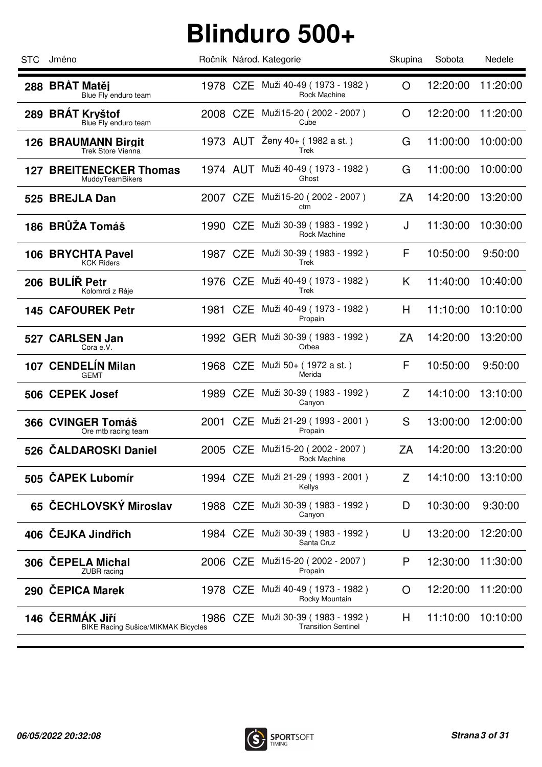# Blinduro 500+

| STC | Jméno | Ročník | Národ. | Kategorie | Skupina | Sobota | Nedele |
|---|---|---|---|---|---|---|---|
| 288 | **BRÁT Matěj**<br>Blue Fly enduro team | 1978 | CZE | Muži 40-49 ( 1973 - 1982 )<br>Rock Machine | O | 12:20:00 | 11:20:00 |
| 289 | **BRÁT Kryštof**<br>Blue Fly enduro team | 2008 | CZE | Muži15-20 ( 2002 - 2007 )<br>Cube | O | 12:20:00 | 11:20:00 |
| 126 | **BRAUMANN Birgit**<br>Trek Store Vienna | 1973 | AUT | Ženy 40+ ( 1982 a st. )<br>Trek | G | 11:00:00 | 10:00:00 |
| 127 | **BREITENECKER Thomas**<br>MuddyTeamBikers | 1974 | AUT | Muži 40-49 ( 1973 - 1982 )<br>Ghost | G | 11:00:00 | 10:00:00 |
| 525 | **BREJLA Dan** | 2007 | CZE | Muži15-20 ( 2002 - 2007 )<br>ctm | ZA | 14:20:00 | 13:20:00 |
| 186 | **BRŮŽA Tomáš** | 1990 | CZE | Muži 30-39 ( 1983 - 1992 )<br>Rock Machine | J | 11:30:00 | 10:30:00 |
| 106 | **BRYCHTA Pavel**<br>KCK Riders | 1987 | CZE | Muži 30-39 ( 1983 - 1992 )<br>Trek | F | 10:50:00 | 9:50:00 |
| 206 | **BULÍŘ Petr**<br>Kolomrdi z Ráje | 1976 | CZE | Muži 40-49 ( 1973 - 1982 )<br>Trek | K | 11:40:00 | 10:40:00 |
| 145 | **CAFOUREK Petr** | 1981 | CZE | Muži 40-49 ( 1973 - 1982 )<br>Propain | H | 11:10:00 | 10:10:00 |
| 527 | **CARLSEN Jan**<br>Cora e.V. | 1992 | GER | Muži 30-39 ( 1983 - 1992 )<br>Orbea | ZA | 14:20:00 | 13:20:00 |
| 107 | **CENDELÍN Milan**<br>GEMT | 1968 | CZE | Muži 50+ ( 1972 a st. )<br>Merida | F | 10:50:00 | 9:50:00 |
| 506 | **CEPEK Josef** | 1989 | CZE | Muži 30-39 ( 1983 - 1992 )<br>Canyon | Z | 14:10:00 | 13:10:00 |
| 366 | **CVINGER Tomáš**<br>Ore mtb racing team | 2001 | CZE | Muži 21-29 ( 1993 - 2001 )<br>Propain | S | 13:00:00 | 12:00:00 |
| 526 | **ČALDAROSKI Daniel** | 2005 | CZE | Muži15-20 ( 2002 - 2007 )<br>Rock Machine | ZA | 14:20:00 | 13:20:00 |
| 505 | **ČAPEK Lubomír** | 1994 | CZE | Muži 21-29 ( 1993 - 2001 )<br>Kellys | Z | 14:10:00 | 13:10:00 |
| 65 | **ČECHLOVSKÝ Miroslav** | 1988 | CZE | Muži 30-39 ( 1983 - 1992 )<br>Canyon | D | 10:30:00 | 9:30:00 |
| 406 | **ČEJKA Jindřich** | 1984 | CZE | Muži 30-39 ( 1983 - 1992 )<br>Santa Cruz | U | 13:20:00 | 12:20:00 |
| 306 | **ČEPELA Michal**<br>ZUBR racing | 2006 | CZE | Muži15-20 ( 2002 - 2007 )<br>Propain | P | 12:30:00 | 11:30:00 |
| 290 | **ČEPICA Marek** | 1978 | CZE | Muži 40-49 ( 1973 - 1982 )<br>Rocky Mountain | O | 12:20:00 | 11:20:00 |
| 146 | **ČERMÁK Jiří**<br>BIKE Racing Sušice/MIKMAK Bicycles | 1986 | CZE | Muži 30-39 ( 1983 - 1992 )<br>Transition Sentinel | H | 11:10:00 | 10:10:00 |

*06/05/2022 20:32:08*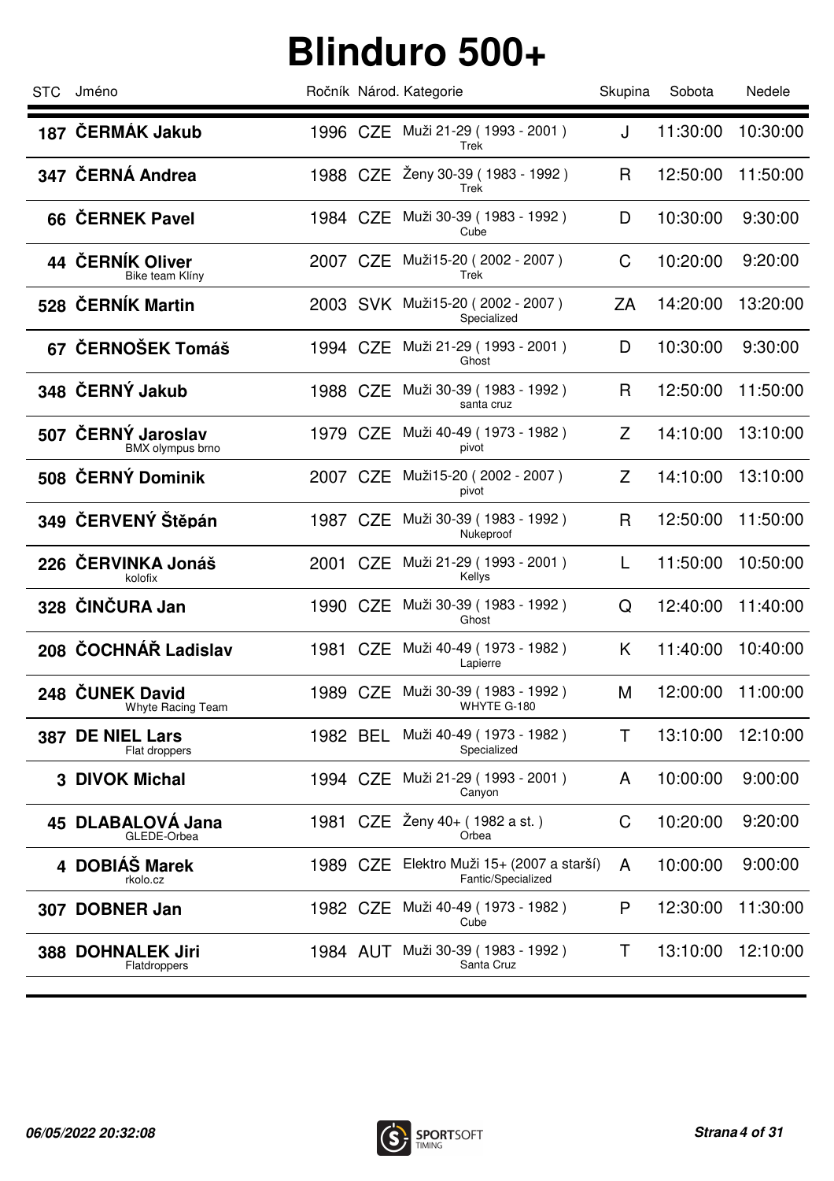# Blinduro 500+

| STC | Jméno | Ročník | Národ. | Kategorie | Skupina | Sobota | Nedele |
|---|---|---|---|---|---|---|---|
| **187** | **ČERMÁK Jakub** | 1996 | CZE | Muži 21-29 ( 1993 - 2001 ) Trek | J | 11:30:00 | 10:30:00 |
| **347** | **ČERNÁ Andrea** | 1988 | CZE | Ženy 30-39 ( 1983 - 1992 ) Trek | R | 12:50:00 | 11:50:00 |
| **66** | **ČERNEK Pavel** | 1984 | CZE | Muži 30-39 ( 1983 - 1992 ) Cube | D | 10:30:00 | 9:30:00 |
| **44** | **ČERNÍK Oliver** Bike team Klíny | 2007 | CZE | Muži15-20 ( 2002 - 2007 ) Trek | C | 10:20:00 | 9:20:00 |
| **528** | **ČERNÍK Martin** | 2003 | SVK | Muži15-20 ( 2002 - 2007 ) Specialized | ZA | 14:20:00 | 13:20:00 |
| **67** | **ČERNOŠEK Tomáš** | 1994 | CZE | Muži 21-29 ( 1993 - 2001 ) Ghost | D | 10:30:00 | 9:30:00 |
| **348** | **ČERNÝ Jakub** | 1988 | CZE | Muži 30-39 ( 1983 - 1992 ) santa cruz | R | 12:50:00 | 11:50:00 |
| **507** | **ČERNÝ Jaroslav** BMX olympus brno | 1979 | CZE | Muži 40-49 ( 1973 - 1982 ) pivot | Z | 14:10:00 | 13:10:00 |
| **508** | **ČERNÝ Dominik** | 2007 | CZE | Muži15-20 ( 2002 - 2007 ) pivot | Z | 14:10:00 | 13:10:00 |
| **349** | **ČERVENÝ Štěpán** | 1987 | CZE | Muži 30-39 ( 1983 - 1992 ) Nukeproof | R | 12:50:00 | 11:50:00 |
| **226** | **ČERVINKA Jonáš** kolofix | 2001 | CZE | Muži 21-29 ( 1993 - 2001 ) Kellys | L | 11:50:00 | 10:50:00 |
| **328** | **ČINČURA Jan** | 1990 | CZE | Muži 30-39 ( 1983 - 1992 ) Ghost | Q | 12:40:00 | 11:40:00 |
| **208** | **ČOCHNÁŘ Ladislav** | 1981 | CZE | Muži 40-49 ( 1973 - 1982 ) Lapierre | K | 11:40:00 | 10:40:00 |
| **248** | **ČUNEK David** Whyte Racing Team | 1989 | CZE | Muži 30-39 ( 1983 - 1992 ) WHYTE G-180 | M | 12:00:00 | 11:00:00 |
| **387** | **DE NIEL Lars** Flat droppers | 1982 | BEL | Muži 40-49 ( 1973 - 1982 ) Specialized | T | 13:10:00 | 12:10:00 |
| **3** | **DIVOK Michal** | 1994 | CZE | Muži 21-29 ( 1993 - 2001 ) Canyon | A | 10:00:00 | 9:00:00 |
| **45** | **DLABALOVÁ Jana** GLEDE-Orbea | 1981 | CZE | Ženy 40+ ( 1982 a st. ) Orbea | C | 10:20:00 | 9:20:00 |
| **4** | **DOBIÁŠ Marek** rkolo.cz | 1989 | CZE | Elektro Muži 15+ (2007 a starší) Fantic/Specialized | A | 10:00:00 | 9:00:00 |
| **307** | **DOBNER Jan** | 1982 | CZE | Muži 40-49 ( 1973 - 1982 ) Cube | P | 12:30:00 | 11:30:00 |
| **388** | **DOHNALEK Jiri** Flatdroppers | 1984 | AUT | Muži 30-39 ( 1983 - 1992 ) Santa Cruz | T | 13:10:00 | 12:10:00 |

*06/05/2022 20:32:08*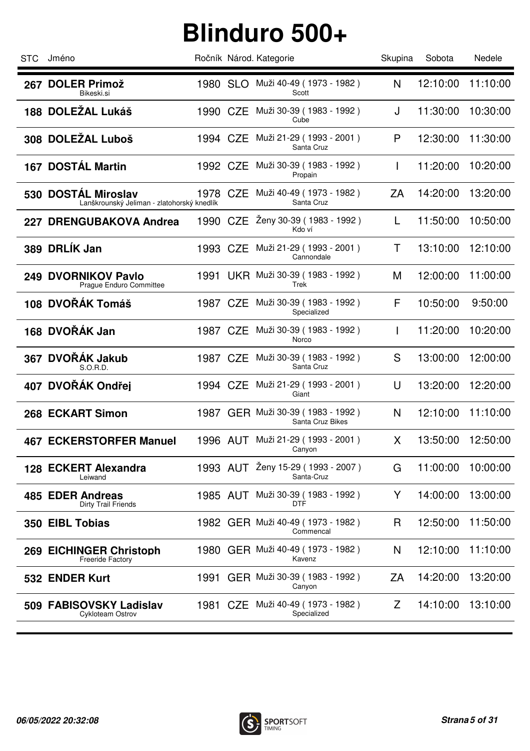# Blinduro 500+

| STC | Jméno | Ročník | Národ. | Kategorie | Skupina | Sobota | Nedele |
|---|---|---|---|---|---|---|---|
| 267 | **DOLER Primož** Bikeski.si | 1980 | SLO | Muži 40-49 ( 1973 - 1982 ) Scott | N | 12:10:00 | 11:10:00 |
| 188 | **DOLEŽAL Lukáš** | 1990 | CZE | Muži 30-39 ( 1983 - 1992 ) Cube | J | 11:30:00 | 10:30:00 |
| 308 | **DOLEŽAL Luboš** | 1994 | CZE | Muži 21-29 ( 1993 - 2001 ) Santa Cruz | P | 12:30:00 | 11:30:00 |
| 167 | **DOSTÁL Martin** | 1992 | CZE | Muži 30-39 ( 1983 - 1992 ) Propain | I | 11:20:00 | 10:20:00 |
| 530 | **DOSTÁL Miroslav** Lanškrounský Jeliman - zlatohorský knedlík | 1978 | CZE | Muži 40-49 ( 1973 - 1982 ) Santa Cruz | ZA | 14:20:00 | 13:20:00 |
| 227 | **DRENGUBAKOVA Andrea** | 1990 | CZE | Ženy 30-39 ( 1983 - 1992 ) Kdo ví | L | 11:50:00 | 10:50:00 |
| 389 | **DRLÍK Jan** | 1993 | CZE | Muži 21-29 ( 1993 - 2001 ) Cannondale | T | 13:10:00 | 12:10:00 |
| 249 | **DVORNIKOV Pavlo** Prague Enduro Committee | 1991 | UKR | Muži 30-39 ( 1983 - 1992 ) Trek | M | 12:00:00 | 11:00:00 |
| 108 | **DVOŘÁK Tomáš** | 1987 | CZE | Muži 30-39 ( 1983 - 1992 ) Specialized | F | 10:50:00 | 9:50:00 |
| 168 | **DVOŘÁK Jan** | 1987 | CZE | Muži 30-39 ( 1983 - 1992 ) Norco | I | 11:20:00 | 10:20:00 |
| 367 | **DVOŘÁK Jakub** S.O.R.D. | 1987 | CZE | Muži 30-39 ( 1983 - 1992 ) Santa Cruz | S | 13:00:00 | 12:00:00 |
| 407 | **DVOŘÁK Ondřej** | 1994 | CZE | Muži 21-29 ( 1993 - 2001 ) Giant | U | 13:20:00 | 12:20:00 |
| 268 | **ECKART Simon** | 1987 | GER | Muži 30-39 ( 1983 - 1992 ) Santa Cruz Bikes | N | 12:10:00 | 11:10:00 |
| 467 | **ECKERSTORFER Manuel** | 1996 | AUT | Muži 21-29 ( 1993 - 2001 ) Canyon | X | 13:50:00 | 12:50:00 |
| 128 | **ECKERT Alexandra** Leiwand | 1993 | AUT | Ženy 15-29 ( 1993 - 2007 ) Santa-Cruz | G | 11:00:00 | 10:00:00 |
| 485 | **EDER Andreas** Dirty Trail Friends | 1985 | AUT | Muži 30-39 ( 1983 - 1992 ) DTF | Y | 14:00:00 | 13:00:00 |
| 350 | **EIBL Tobias** | 1982 | GER | Muži 40-49 ( 1973 - 1982 ) Commencal | R | 12:50:00 | 11:50:00 |
| 269 | **EICHINGER Christoph** Freeride Factory | 1980 | GER | Muži 40-49 ( 1973 - 1982 ) Kavenz | N | 12:10:00 | 11:10:00 |
| 532 | **ENDER Kurt** | 1991 | GER | Muži 30-39 ( 1983 - 1992 ) Canyon | ZA | 14:20:00 | 13:20:00 |
| 509 | **FABISOVSKY Ladislav** Cykloteam Ostrov | 1981 | CZE | Muži 40-49 ( 1973 - 1982 ) Specialized | Z | 14:10:00 | 13:10:00 |

*06/05/2022 20:32:08*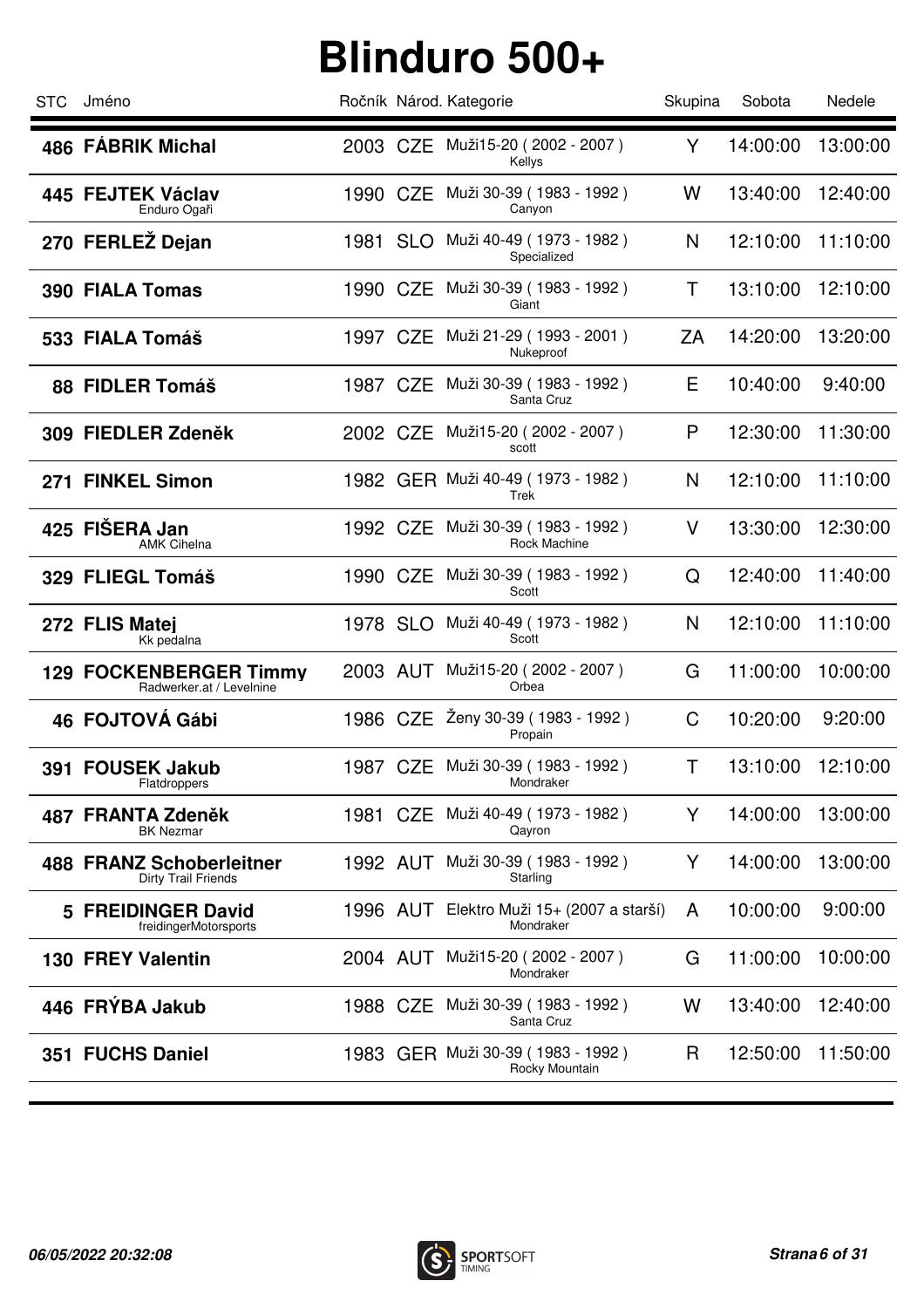# Blinduro 500+

| STC | Jméno | Ročník | Národ. | Kategorie | Skupina | Sobota | Nedele |
|---|---|---|---|---|---|---|---|
| 486 | **FÁBRIK Michal** | 2003 | CZE | Muži15-20 ( 2002 - 2007 ) Kellys | Y | 14:00:00 | 13:00:00 |
| 445 | **FEJTEK Václav** Enduro Ogaři | 1990 | CZE | Muži 30-39 ( 1983 - 1992 ) Canyon | W | 13:40:00 | 12:40:00 |
| 270 | **FERLEŽ Dejan** | 1981 | SLO | Muži 40-49 ( 1973 - 1982 ) Specialized | N | 12:10:00 | 11:10:00 |
| 390 | **FIALA Tomas** | 1990 | CZE | Muži 30-39 ( 1983 - 1992 ) Giant | T | 13:10:00 | 12:10:00 |
| 533 | **FIALA Tomáš** | 1997 | CZE | Muži 21-29 ( 1993 - 2001 ) Nukeproof | ZA | 14:20:00 | 13:20:00 |
| 88 | **FIDLER Tomáš** | 1987 | CZE | Muži 30-39 ( 1983 - 1992 ) Santa Cruz | E | 10:40:00 | 9:40:00 |
| 309 | **FIEDLER Zdeněk** | 2002 | CZE | Muži15-20 ( 2002 - 2007 ) scott | P | 12:30:00 | 11:30:00 |
| 271 | **FINKEL Simon** | 1982 | GER | Muži 40-49 ( 1973 - 1982 ) Trek | N | 12:10:00 | 11:10:00 |
| 425 | **FIŠERA Jan** AMK Cihelna | 1992 | CZE | Muži 30-39 ( 1983 - 1992 ) Rock Machine | V | 13:30:00 | 12:30:00 |
| 329 | **FLIEGL Tomáš** | 1990 | CZE | Muži 30-39 ( 1983 - 1992 ) Scott | Q | 12:40:00 | 11:40:00 |
| 272 | **FLIS Matej** Kk pedalna | 1978 | SLO | Muži 40-49 ( 1973 - 1982 ) Scott | N | 12:10:00 | 11:10:00 |
| 129 | **FOCKENBERGER Timmy** Radwerker.at / Levelnine | 2003 | AUT | Muži15-20 ( 2002 - 2007 ) Orbea | G | 11:00:00 | 10:00:00 |
| 46 | **FOJTOVÁ Gábi** | 1986 | CZE | Ženy 30-39 ( 1983 - 1992 ) Propain | C | 10:20:00 | 9:20:00 |
| 391 | **FOUSEK Jakub** Flatdroppers | 1987 | CZE | Muži 30-39 ( 1983 - 1992 ) Mondraker | T | 13:10:00 | 12:10:00 |
| 487 | **FRANTA Zdeněk** BK Nezmar | 1981 | CZE | Muži 40-49 ( 1973 - 1982 ) Qayron | Y | 14:00:00 | 13:00:00 |
| 488 | **FRANZ Schoberleitner** Dirty Trail Friends | 1992 | AUT | Muži 30-39 ( 1983 - 1992 ) Starling | Y | 14:00:00 | 13:00:00 |
| 5 | **FREIDINGER David** freidingerMotorsports | 1996 | AUT | Elektro Muži 15+ (2007 a starší) Mondraker | A | 10:00:00 | 9:00:00 |
| 130 | **FREY Valentin** | 2004 | AUT | Muži15-20 ( 2002 - 2007 ) Mondraker | G | 11:00:00 | 10:00:00 |
| 446 | **FRÝBA Jakub** | 1988 | CZE | Muži 30-39 ( 1983 - 1992 ) Santa Cruz | W | 13:40:00 | 12:40:00 |
| 351 | **FUCHS Daniel** | 1983 | GER | Muži 30-39 ( 1983 - 1992 ) Rocky Mountain | R | 12:50:00 | 11:50:00 |

*06/05/2022 20:32:08*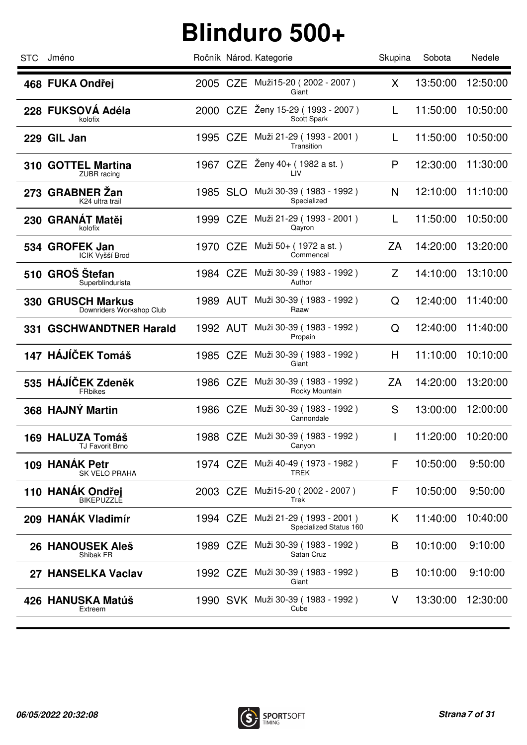# Blinduro 500+

| STC | Jméno | Ročník | Národ. | Kategorie | Skupina | Sobota | Nedele |
|---|---|---|---|---|---|---|---|
| 468 | **FUKA Ondřej** | 2005 | CZE | Muži15-20 ( 2002 - 2007 ) Giant | X | 13:50:00 | 12:50:00 |
| 228 | **FUKSOVÁ Adéla** kolofix | 2000 | CZE | Ženy 15-29 ( 1993 - 2007 ) Scott Spark | L | 11:50:00 | 10:50:00 |
| 229 | **GIL Jan** | 1995 | CZE | Muži 21-29 ( 1993 - 2001 ) Transition | L | 11:50:00 | 10:50:00 |
| 310 | **GOTTEL Martina** ZUBR racing | 1967 | CZE | Ženy 40+ ( 1982 a st. ) LIV | P | 12:30:00 | 11:30:00 |
| 273 | **GRABNER Žan** K24 ultra trail | 1985 | SLO | Muži 30-39 ( 1983 - 1992 ) Specialized | N | 12:10:00 | 11:10:00 |
| 230 | **GRANÁT Matěj** kolofix | 1999 | CZE | Muži 21-29 ( 1993 - 2001 ) Qayron | L | 11:50:00 | 10:50:00 |
| 534 | **GROFEK Jan** ICIK Vyšší Brod | 1970 | CZE | Muži 50+ ( 1972 a st. ) Commencal | ZA | 14:20:00 | 13:20:00 |
| 510 | **GROŠ Štefan** Superblindurista | 1984 | CZE | Muži 30-39 ( 1983 - 1992 ) Author | Z | 14:10:00 | 13:10:00 |
| 330 | **GRUSCH Markus** Downriders Workshop Club | 1989 | AUT | Muži 30-39 ( 1983 - 1992 ) Raaw | Q | 12:40:00 | 11:40:00 |
| 331 | **GSCHWANDTNER Harald** | 1992 | AUT | Muži 30-39 ( 1983 - 1992 ) Propain | Q | 12:40:00 | 11:40:00 |
| 147 | **HÁJÍČEK Tomáš** | 1985 | CZE | Muži 30-39 ( 1983 - 1992 ) Giant | H | 11:10:00 | 10:10:00 |
| 535 | **HÁJÍČEK Zdeněk** FRbikes | 1986 | CZE | Muži 30-39 ( 1983 - 1992 ) Rocky Mountain | ZA | 14:20:00 | 13:20:00 |
| 368 | **HAJNÝ Martin** | 1986 | CZE | Muži 30-39 ( 1983 - 1992 ) Cannondale | S | 13:00:00 | 12:00:00 |
| 169 | **HALUZA Tomáš** TJ Favorit Brno | 1988 | CZE | Muži 30-39 ( 1983 - 1992 ) Canyon | I | 11:20:00 | 10:20:00 |
| 109 | **HANÁK Petr** SK VELO PRAHA | 1974 | CZE | Muži 40-49 ( 1973 - 1982 ) TREK | F | 10:50:00 | 9:50:00 |
| 110 | **HANÁK Ondřej** BIKEPUZZLE | 2003 | CZE | Muži15-20 ( 2002 - 2007 ) Trek | F | 10:50:00 | 9:50:00 |
| 209 | **HANÁK Vladimír** | 1994 | CZE | Muži 21-29 ( 1993 - 2001 ) Specialized Status 160 | K | 11:40:00 | 10:40:00 |
| 26 | **HANOUSEK Aleš** Shibak FR | 1989 | CZE | Muži 30-39 ( 1983 - 1992 ) Satan Cruz | B | 10:10:00 | 9:10:00 |
| 27 | **HANSELKA Vaclav** | 1992 | CZE | Muži 30-39 ( 1983 - 1992 ) Giant | B | 10:10:00 | 9:10:00 |
| 426 | **HANUSKA Matúš** Extreem | 1990 | SVK | Muži 30-39 ( 1983 - 1992 ) Cube | V | 13:30:00 | 12:30:00 |

*06/05/2022 20:32:08*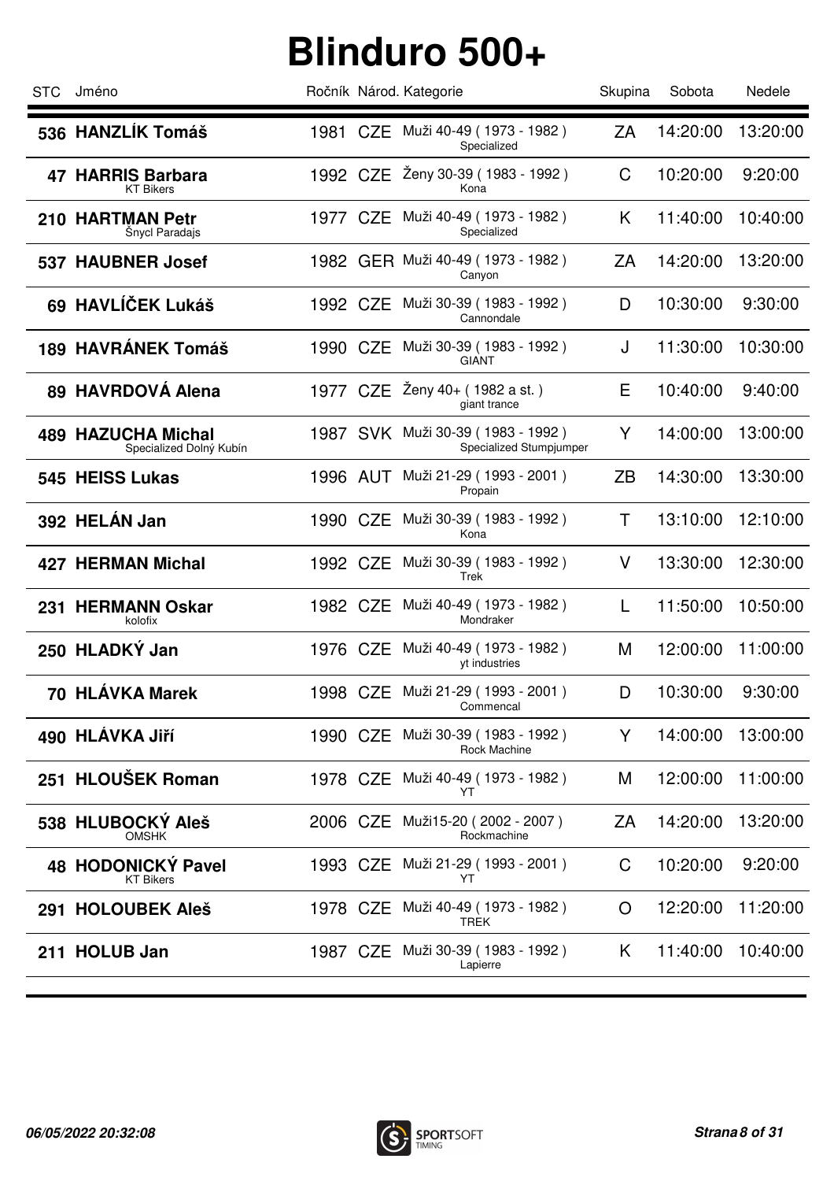# Blinduro 500+

| STC | Jméno | Ročník | Národ. | Kategorie | Skupina | Sobota | Nedele |
|---|---|---|---|---|---|---|---|
| 536 | **HANZLÍK Tomáš** | 1981 | CZE | Muži 40-49 ( 1973 - 1982 ) Specialized | ZA | 14:20:00 | 13:20:00 |
| 47 | **HARRIS Barbara** KT Bikers | 1992 | CZE | Ženy 30-39 ( 1983 - 1992 ) Kona | C | 10:20:00 | 9:20:00 |
| 210 | **HARTMAN Petr** Šnycl Paradajs | 1977 | CZE | Muži 40-49 ( 1973 - 1982 ) Specialized | K | 11:40:00 | 10:40:00 |
| 537 | **HAUBNER Josef** | 1982 | GER | Muži 40-49 ( 1973 - 1982 ) Canyon | ZA | 14:20:00 | 13:20:00 |
| 69 | **HAVLÍČEK Lukáš** | 1992 | CZE | Muži 30-39 ( 1983 - 1992 ) Cannondale | D | 10:30:00 | 9:30:00 |
| 189 | **HAVRÁNEK Tomáš** | 1990 | CZE | Muži 30-39 ( 1983 - 1992 ) GIANT | J | 11:30:00 | 10:30:00 |
| 89 | **HAVRDOVÁ Alena** | 1977 | CZE | Ženy 40+ ( 1982 a st. ) giant trance | E | 10:40:00 | 9:40:00 |
| 489 | **HAZUCHA Michal** Specialized Dolný Kubín | 1987 | SVK | Muži 30-39 ( 1983 - 1992 ) Specialized Stumpjumper | Y | 14:00:00 | 13:00:00 |
| 545 | **HEISS Lukas** | 1996 | AUT | Muži 21-29 ( 1993 - 2001 ) Propain | ZB | 14:30:00 | 13:30:00 |
| 392 | **HELÁN Jan** | 1990 | CZE | Muži 30-39 ( 1983 - 1992 ) Kona | T | 13:10:00 | 12:10:00 |
| 427 | **HERMAN Michal** | 1992 | CZE | Muži 30-39 ( 1983 - 1992 ) Trek | V | 13:30:00 | 12:30:00 |
| 231 | **HERMANN Oskar** kolofix | 1982 | CZE | Muži 40-49 ( 1973 - 1982 ) Mondraker | L | 11:50:00 | 10:50:00 |
| 250 | **HLADKÝ Jan** | 1976 | CZE | Muži 40-49 ( 1973 - 1982 ) yt industries | M | 12:00:00 | 11:00:00 |
| 70 | **HLÁVKA Marek** | 1998 | CZE | Muži 21-29 ( 1993 - 2001 ) Commencal | D | 10:30:00 | 9:30:00 |
| 490 | **HLÁVKA Jiří** | 1990 | CZE | Muži 30-39 ( 1983 - 1992 ) Rock Machine | Y | 14:00:00 | 13:00:00 |
| 251 | **HLOUŠEK Roman** | 1978 | CZE | Muži 40-49 ( 1973 - 1982 ) YT | M | 12:00:00 | 11:00:00 |
| 538 | **HLUBOCKÝ Aleš** OMSHK | 2006 | CZE | Muži15-20 ( 2002 - 2007 ) Rockmachine | ZA | 14:20:00 | 13:20:00 |
| 48 | **HODONICKÝ Pavel** KT Bikers | 1993 | CZE | Muži 21-29 ( 1993 - 2001 ) YT | C | 10:20:00 | 9:20:00 |
| 291 | **HOLOUBEK Aleš** | 1978 | CZE | Muži 40-49 ( 1973 - 1982 ) TREK | O | 12:20:00 | 11:20:00 |
| 211 | **HOLUB Jan** | 1987 | CZE | Muži 30-39 ( 1983 - 1992 ) Lapierre | K | 11:40:00 | 10:40:00 |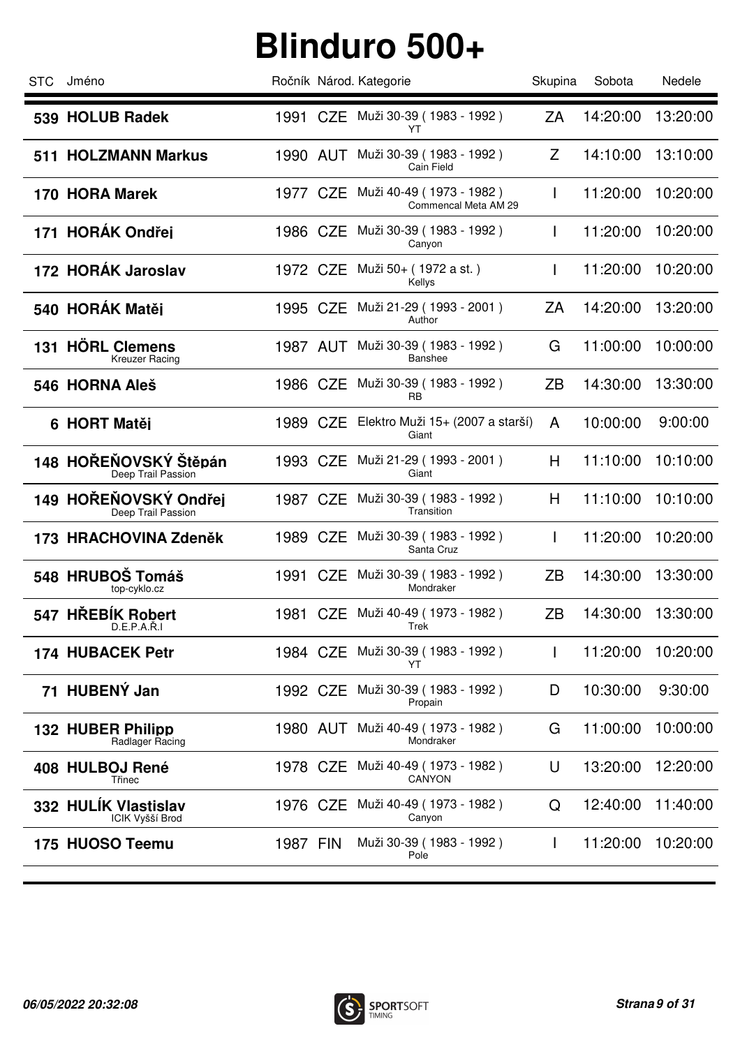# Blinduro 500+

| STC | Jméno | Ročník | Národ. | Kategorie | Skupina | Sobota | Nedele |
|---|---|---|---|---|---|---|---|
| 539 | **HOLUB Radek** | 1991 | CZE | Muži 30-39 ( 1983 - 1992 ) YT | ZA | 14:20:00 | 13:20:00 |
| 511 | **HOLZMANN Markus** | 1990 | AUT | Muži 30-39 ( 1983 - 1992 ) Cain Field | Z | 14:10:00 | 13:10:00 |
| 170 | **HORA Marek** | 1977 | CZE | Muži 40-49 ( 1973 - 1982 ) Commencal Meta AM 29 | I | 11:20:00 | 10:20:00 |
| 171 | **HORÁK Ondřej** | 1986 | CZE | Muži 30-39 ( 1983 - 1992 ) Canyon | I | 11:20:00 | 10:20:00 |
| 172 | **HORÁK Jaroslav** | 1972 | CZE | Muži 50+ ( 1972 a st. ) Kellys | I | 11:20:00 | 10:20:00 |
| 540 | **HORÁK Matěj** | 1995 | CZE | Muži 21-29 ( 1993 - 2001 ) Author | ZA | 14:20:00 | 13:20:00 |
| 131 | **HÖRL Clemens** Kreuzer Racing | 1987 | AUT | Muži 30-39 ( 1983 - 1992 ) Banshee | G | 11:00:00 | 10:00:00 |
| 546 | **HORNA Aleš** | 1986 | CZE | Muži 30-39 ( 1983 - 1992 ) RB | ZB | 14:30:00 | 13:30:00 |
| 6 | **HORT Matěj** | 1989 | CZE | Elektro Muži 15+ (2007 a starší) Giant | A | 10:00:00 | 9:00:00 |
| 148 | **HOŘEŇOVSKÝ Štěpán** Deep Trail Passion | 1993 | CZE | Muži 21-29 ( 1993 - 2001 ) Giant | H | 11:10:00 | 10:10:00 |
| 149 | **HOŘEŇOVSKÝ Ondřej** Deep Trail Passion | 1987 | CZE | Muži 30-39 ( 1983 - 1992 ) Transition | H | 11:10:00 | 10:10:00 |
| 173 | **HRACHOVINA Zdeněk** | 1989 | CZE | Muži 30-39 ( 1983 - 1992 ) Santa Cruz | I | 11:20:00 | 10:20:00 |
| 548 | **HRUBOŠ Tomáš** top-cyklo.cz | 1991 | CZE | Muži 30-39 ( 1983 - 1992 ) Mondraker | ZB | 14:30:00 | 13:30:00 |
| 547 | **HŘEBÍK Robert** D.E.P.A.Ř.I | 1981 | CZE | Muži 40-49 ( 1973 - 1982 ) Trek | ZB | 14:30:00 | 13:30:00 |
| 174 | **HUBACEK Petr** | 1984 | CZE | Muži 30-39 ( 1983 - 1992 ) YT | I | 11:20:00 | 10:20:00 |
| 71 | **HUBENÝ Jan** | 1992 | CZE | Muži 30-39 ( 1983 - 1992 ) Propain | D | 10:30:00 | 9:30:00 |
| 132 | **HUBER Philipp** Radlager Racing | 1980 | AUT | Muži 40-49 ( 1973 - 1982 ) Mondraker | G | 11:00:00 | 10:00:00 |
| 408 | **HULBOJ René** Třinec | 1978 | CZE | Muži 40-49 ( 1973 - 1982 ) CANYON | U | 13:20:00 | 12:20:00 |
| 332 | **HULÍK Vlastislav** ICIK Vyšší Brod | 1976 | CZE | Muži 40-49 ( 1973 - 1982 ) Canyon | Q | 12:40:00 | 11:40:00 |
| 175 | **HUOSO Teemu** | 1987 | FIN | Muži 30-39 ( 1983 - 1992 ) Pole | I | 11:20:00 | 10:20:00 |

*06/05/2022 20:32:08*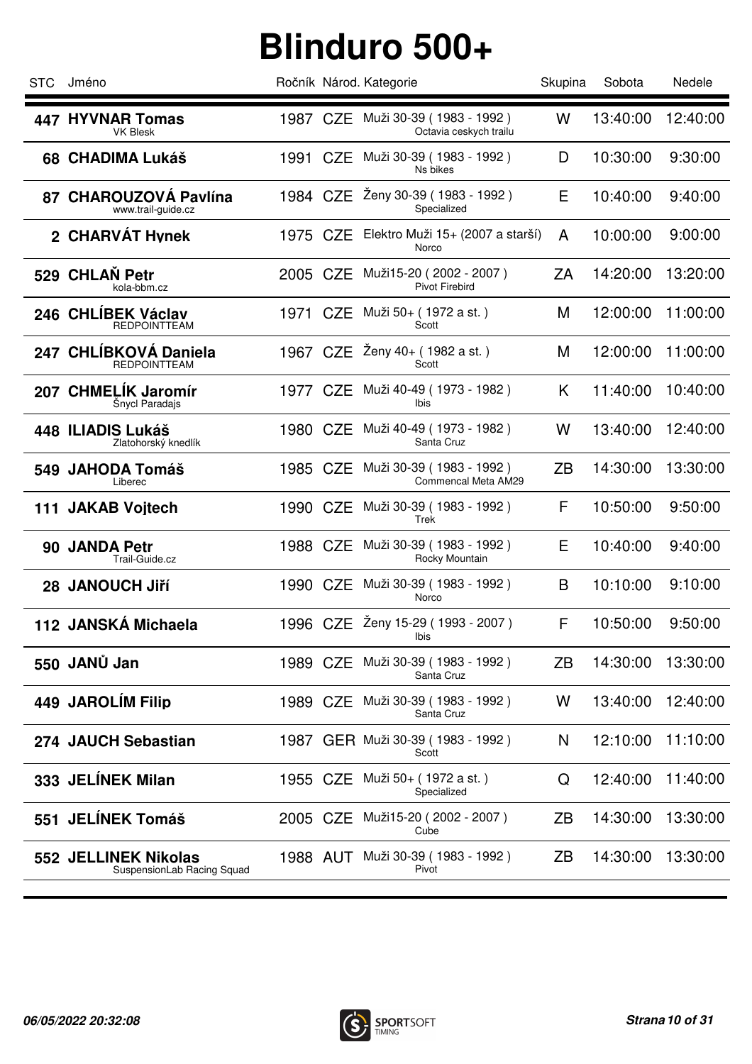# Blinduro 500+

| STC | Jméno | Ročník | Národ. | Kategorie | Skupina | Sobota | Nedele |
|---|---|---|---|---|---|---|---|
| 447 | **HYVNAR Tomas** VK Blesk | 1987 | CZE | Muži 30-39 ( 1983 - 1992 ) Octavia ceskych trailu | W | 13:40:00 | 12:40:00 |
| 68 | **CHADIMA Lukáš** | 1991 | CZE | Muži 30-39 ( 1983 - 1992 ) Ns bikes | D | 10:30:00 | 9:30:00 |
| 87 | **CHAROUZOVÁ Pavlína** www.trail-guide.cz | 1984 | CZE | Ženy 30-39 ( 1983 - 1992 ) Specialized | E | 10:40:00 | 9:40:00 |
| 2 | **CHARVÁT Hynek** | 1975 | CZE | Elektro Muži 15+ (2007 a starší) Norco | A | 10:00:00 | 9:00:00 |
| 529 | **CHLAŇ Petr** kola-bbm.cz | 2005 | CZE | Muži15-20 ( 2002 - 2007 ) Pivot Firebird | ZA | 14:20:00 | 13:20:00 |
| 246 | **CHLÍBEK Václav** REDPOINTTEAM | 1971 | CZE | Muži 50+ ( 1972 a st. ) Scott | M | 12:00:00 | 11:00:00 |
| 247 | **CHLÍBKOVÁ Daniela** REDPOINTTEAM | 1967 | CZE | Ženy 40+ ( 1982 a st. ) Scott | M | 12:00:00 | 11:00:00 |
| 207 | **CHMELÍK Jaromír** Šnycl Paradajs | 1977 | CZE | Muži 40-49 ( 1973 - 1982 ) Ibis | K | 11:40:00 | 10:40:00 |
| 448 | **ILIADIS Lukáš** Zlatohorský knedlík | 1980 | CZE | Muži 40-49 ( 1973 - 1982 ) Santa Cruz | W | 13:40:00 | 12:40:00 |
| 549 | **JAHODA Tomáš** Liberec | 1985 | CZE | Muži 30-39 ( 1983 - 1992 ) Commencal Meta AM29 | ZB | 14:30:00 | 13:30:00 |
| 111 | **JAKAB Vojtech** | 1990 | CZE | Muži 30-39 ( 1983 - 1992 ) Trek | F | 10:50:00 | 9:50:00 |
| 90 | **JANDA Petr** Trail-Guide.cz | 1988 | CZE | Muži 30-39 ( 1983 - 1992 ) Rocky Mountain | E | 10:40:00 | 9:40:00 |
| 28 | **JANOUCH Jiří** | 1990 | CZE | Muži 30-39 ( 1983 - 1992 ) Norco | B | 10:10:00 | 9:10:00 |
| 112 | **JANSKÁ Michaela** | 1996 | CZE | Ženy 15-29 ( 1993 - 2007 ) Ibis | F | 10:50:00 | 9:50:00 |
| 550 | **JANŮ Jan** | 1989 | CZE | Muži 30-39 ( 1983 - 1992 ) Santa Cruz | ZB | 14:30:00 | 13:30:00 |
| 449 | **JAROLÍM Filip** | 1989 | CZE | Muži 30-39 ( 1983 - 1992 ) Santa Cruz | W | 13:40:00 | 12:40:00 |
| 274 | **JAUCH Sebastian** | 1987 | GER | Muži 30-39 ( 1983 - 1992 ) Scott | N | 12:10:00 | 11:10:00 |
| 333 | **JELÍNEK Milan** | 1955 | CZE | Muži 50+ ( 1972 a st. ) Specialized | Q | 12:40:00 | 11:40:00 |
| 551 | **JELÍNEK Tomáš** | 2005 | CZE | Muži15-20 ( 2002 - 2007 ) Cube | ZB | 14:30:00 | 13:30:00 |
| 552 | **JELLINEK Nikolas** SuspensionLab Racing Squad | 1988 | AUT | Muži 30-39 ( 1983 - 1992 ) Pivot | ZB | 14:30:00 | 13:30:00 |

*06/05/2022 20:32:08*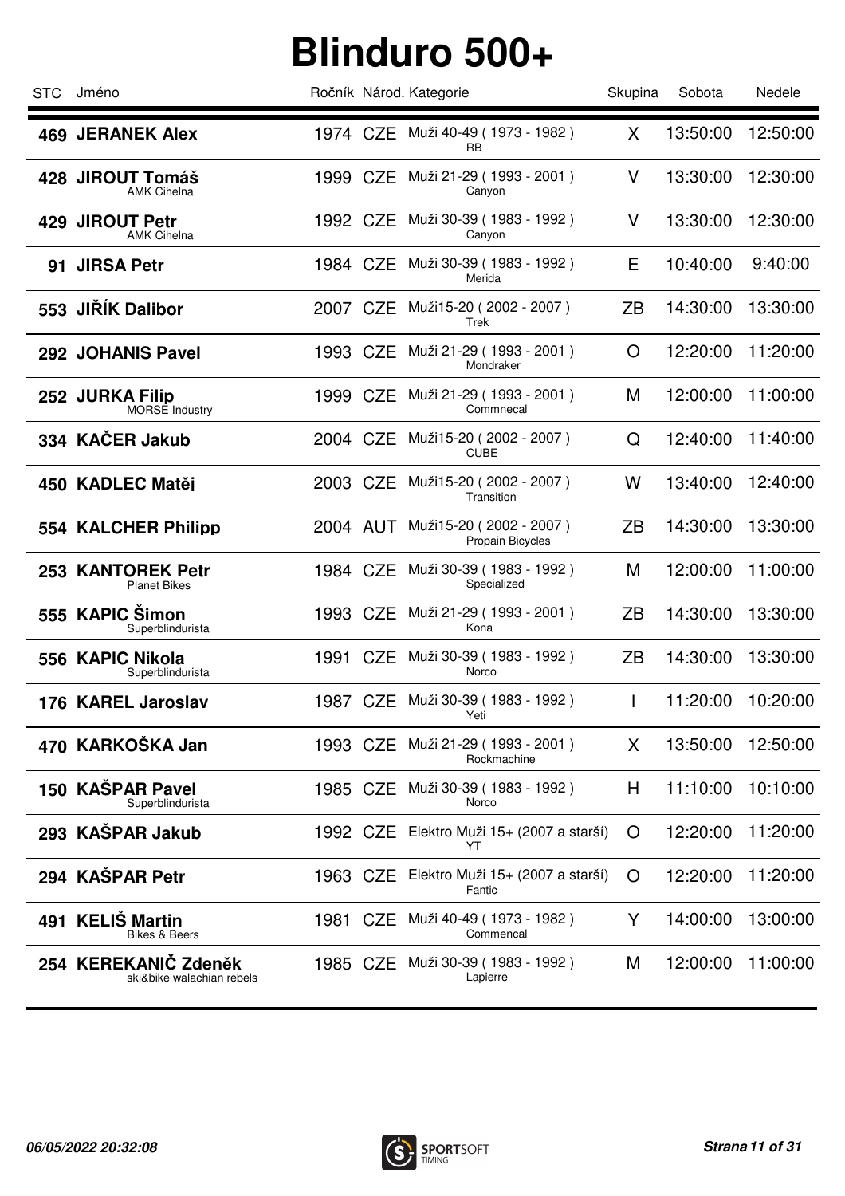# Blinduro 500+

| STC | Jméno | Ročník | Národ. | Kategorie | Skupina | Sobota | Nedele |
|---|---|---|---|---|---|---|---|
| 469 | **JERANEK Alex** | 1974 | CZE | Muži 40-49 ( 1973 - 1982 ) RB | X | 13:50:00 | 12:50:00 |
| 428 | **JIROUT Tomáš** AMK Cihelna | 1999 | CZE | Muži 21-29 ( 1993 - 2001 ) Canyon | V | 13:30:00 | 12:30:00 |
| 429 | **JIROUT Petr** AMK Cihelna | 1992 | CZE | Muži 30-39 ( 1983 - 1992 ) Canyon | V | 13:30:00 | 12:30:00 |
| 91 | **JIRSA Petr** | 1984 | CZE | Muži 30-39 ( 1983 - 1992 ) Merida | E | 10:40:00 | 9:40:00 |
| 553 | **JIŘÍK Dalibor** | 2007 | CZE | Muži15-20 ( 2002 - 2007 ) Trek | ZB | 14:30:00 | 13:30:00 |
| 292 | **JOHANIS Pavel** | 1993 | CZE | Muži 21-29 ( 1993 - 2001 ) Mondraker | O | 12:20:00 | 11:20:00 |
| 252 | **JURKA Filip** MORSE Industry | 1999 | CZE | Muži 21-29 ( 1993 - 2001 ) Commnecal | M | 12:00:00 | 11:00:00 |
| 334 | **KAČER Jakub** | 2004 | CZE | Muži15-20 ( 2002 - 2007 ) CUBE | Q | 12:40:00 | 11:40:00 |
| 450 | **KADLEC Matěj** | 2003 | CZE | Muži15-20 ( 2002 - 2007 ) Transition | W | 13:40:00 | 12:40:00 |
| 554 | **KALCHER Philipp** | 2004 | AUT | Muži15-20 ( 2002 - 2007 ) Propain Bicycles | ZB | 14:30:00 | 13:30:00 |
| 253 | **KANTOREK Petr** Planet Bikes | 1984 | CZE | Muži 30-39 ( 1983 - 1992 ) Specialized | M | 12:00:00 | 11:00:00 |
| 555 | **KAPIC Šimon** Superblindurista | 1993 | CZE | Muži 21-29 ( 1993 - 2001 ) Kona | ZB | 14:30:00 | 13:30:00 |
| 556 | **KAPIC Nikola** Superblindurista | 1991 | CZE | Muži 30-39 ( 1983 - 1992 ) Norco | ZB | 14:30:00 | 13:30:00 |
| 176 | **KAREL Jaroslav** | 1987 | CZE | Muži 30-39 ( 1983 - 1992 ) Yeti | I | 11:20:00 | 10:20:00 |
| 470 | **KARKOŠKA Jan** | 1993 | CZE | Muži 21-29 ( 1993 - 2001 ) Rockmachine | X | 13:50:00 | 12:50:00 |
| 150 | **KAŠPAR Pavel** Superblindurista | 1985 | CZE | Muži 30-39 ( 1983 - 1992 ) Norco | H | 11:10:00 | 10:10:00 |
| 293 | **KAŠPAR Jakub** | 1992 | CZE | Elektro Muži 15+ (2007 a starší) YT | O | 12:20:00 | 11:20:00 |
| 294 | **KAŠPAR Petr** | 1963 | CZE | Elektro Muži 15+ (2007 a starší) Fantic | O | 12:20:00 | 11:20:00 |
| 491 | **KELIŠ Martin** Bikes & Beers | 1981 | CZE | Muži 40-49 ( 1973 - 1982 ) Commencal | Y | 14:00:00 | 13:00:00 |
| 254 | **KEREKANIČ Zdeněk** ski&bike walachian rebels | 1985 | CZE | Muži 30-39 ( 1983 - 1992 ) Lapierre | M | 12:00:00 | 11:00:00 |

*06/05/2022 20:32:08*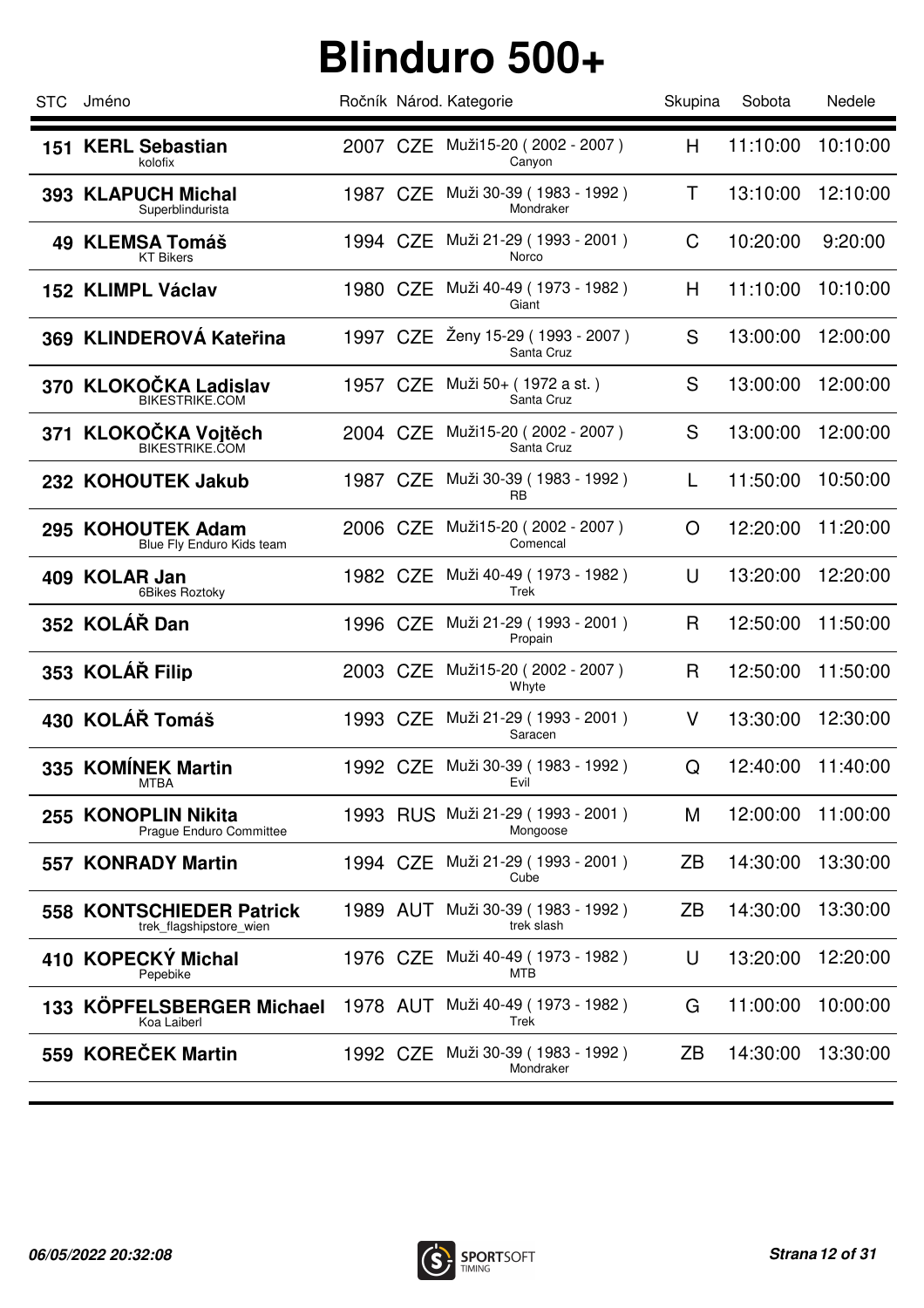# Blinduro 500+

| STC | Jméno | Ročník | Národ. | Kategorie | Skupina | Sobota | Nedele |
|---|---|---|---|---|---|---|---|
| 151 | **KERL Sebastian** kolofix | 2007 | CZE | Muži15-20 ( 2002 - 2007 ) Canyon | H | 11:10:00 | 10:10:00 |
| 393 | **KLAPUCH Michal** Superblindurista | 1987 | CZE | Muži 30-39 ( 1983 - 1992 ) Mondraker | T | 13:10:00 | 12:10:00 |
| 49 | **KLEMSA Tomáš** KT Bikers | 1994 | CZE | Muži 21-29 ( 1993 - 2001 ) Norco | C | 10:20:00 | 9:20:00 |
| 152 | **KLIMPL Václav** | 1980 | CZE | Muži 40-49 ( 1973 - 1982 ) Giant | H | 11:10:00 | 10:10:00 |
| 369 | **KLINDEROVÁ Kateřina** | 1997 | CZE | Ženy 15-29 ( 1993 - 2007 ) Santa Cruz | S | 13:00:00 | 12:00:00 |
| 370 | **KLOKOČKA Ladislav** BIKESTRIKE.COM | 1957 | CZE | Muži 50+ ( 1972 a st. ) Santa Cruz | S | 13:00:00 | 12:00:00 |
| 371 | **KLOKOČKA Vojtěch** BIKESTRIKE.COM | 2004 | CZE | Muži15-20 ( 2002 - 2007 ) Santa Cruz | S | 13:00:00 | 12:00:00 |
| 232 | **KOHOUTEK Jakub** | 1987 | CZE | Muži 30-39 ( 1983 - 1992 ) RB | L | 11:50:00 | 10:50:00 |
| 295 | **KOHOUTEK Adam** Blue Fly Enduro Kids team | 2006 | CZE | Muži15-20 ( 2002 - 2007 ) Comencal | O | 12:20:00 | 11:20:00 |
| 409 | **KOLAR Jan** 6Bikes Roztoky | 1982 | CZE | Muži 40-49 ( 1973 - 1982 ) Trek | U | 13:20:00 | 12:20:00 |
| 352 | **KOLÁŘ Dan** | 1996 | CZE | Muži 21-29 ( 1993 - 2001 ) Propain | R | 12:50:00 | 11:50:00 |
| 353 | **KOLÁŘ Filip** | 2003 | CZE | Muži15-20 ( 2002 - 2007 ) Whyte | R | 12:50:00 | 11:50:00 |
| 430 | **KOLÁŘ Tomáš** | 1993 | CZE | Muži 21-29 ( 1993 - 2001 ) Saracen | V | 13:30:00 | 12:30:00 |
| 335 | **KOMÍNEK Martin** MTBA | 1992 | CZE | Muži 30-39 ( 1983 - 1992 ) Evil | Q | 12:40:00 | 11:40:00 |
| 255 | **KONOPLIN Nikita** Prague Enduro Committee | 1993 | RUS | Muži 21-29 ( 1993 - 2001 ) Mongoose | M | 12:00:00 | 11:00:00 |
| 557 | **KONRADY Martin** | 1994 | CZE | Muži 21-29 ( 1993 - 2001 ) Cube | ZB | 14:30:00 | 13:30:00 |
| 558 | **KONTSCHIEDER Patrick** trek_flagshipstore_wien | 1989 | AUT | Muži 30-39 ( 1983 - 1992 ) trek slash | ZB | 14:30:00 | 13:30:00 |
| 410 | **KOPECKÝ Michal** Pepebike | 1976 | CZE | Muži 40-49 ( 1973 - 1982 ) MTB | U | 13:20:00 | 12:20:00 |
| 133 | **KÖPFELSBERGER Michael** Koa Laiberl | 1978 | AUT | Muži 40-49 ( 1973 - 1982 ) Trek | G | 11:00:00 | 10:00:00 |
| 559 | **KOREČEK Martin** | 1992 | CZE | Muži 30-39 ( 1983 - 1992 ) Mondraker | ZB | 14:30:00 | 13:30:00 |

*06/05/2022 20:32:08*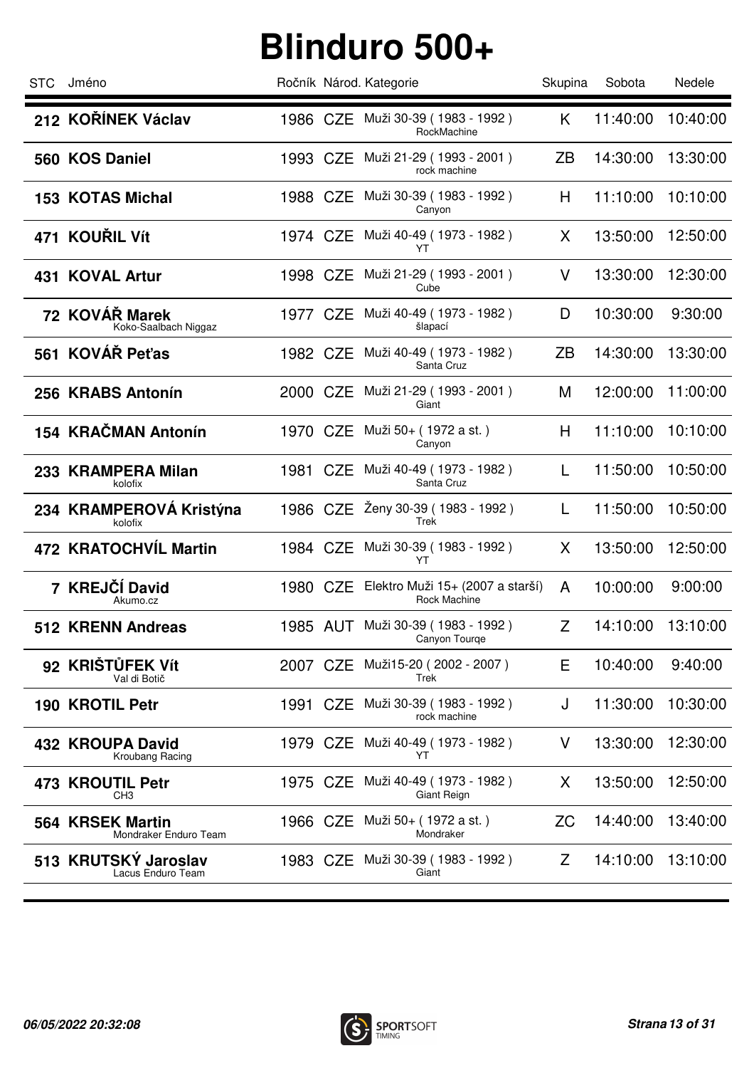# Blinduro 500+

| STC | Jméno | Ročník | Národ. | Kategorie | Skupina | Sobota | Nedele |
|---|---|---|---|---|---|---|---|
| 212 | **KOŘÍNEK Václav** | 1986 | CZE | Muži 30-39 ( 1983 - 1992 ) RockMachine | K | 11:40:00 | 10:40:00 |
| 560 | **KOS Daniel** | 1993 | CZE | Muži 21-29 ( 1993 - 2001 ) rock machine | ZB | 14:30:00 | 13:30:00 |
| 153 | **KOTAS Michal** | 1988 | CZE | Muži 30-39 ( 1983 - 1992 ) Canyon | H | 11:10:00 | 10:10:00 |
| 471 | **KOUŘIL Vít** | 1974 | CZE | Muži 40-49 ( 1973 - 1982 ) YT | X | 13:50:00 | 12:50:00 |
| 431 | **KOVAL Artur** | 1998 | CZE | Muži 21-29 ( 1993 - 2001 ) Cube | V | 13:30:00 | 12:30:00 |
| 72 | **KOVÁŘ Marek** Koko-Saalbach Niggaz | 1977 | CZE | Muži 40-49 ( 1973 - 1982 ) šlapací | D | 10:30:00 | 9:30:00 |
| 561 | **KOVÁŘ Peťas** | 1982 | CZE | Muži 40-49 ( 1973 - 1982 ) Santa Cruz | ZB | 14:30:00 | 13:30:00 |
| 256 | **KRABS Antonín** | 2000 | CZE | Muži 21-29 ( 1993 - 2001 ) Giant | M | 12:00:00 | 11:00:00 |
| 154 | **KRAČMAN Antonín** | 1970 | CZE | Muži 50+ ( 1972 a st. ) Canyon | H | 11:10:00 | 10:10:00 |
| 233 | **KRAMPERA Milan** kolofix | 1981 | CZE | Muži 40-49 ( 1973 - 1982 ) Santa Cruz | L | 11:50:00 | 10:50:00 |
| 234 | **KRAMPEROVÁ Kristýna** kolofix | 1986 | CZE | Ženy 30-39 ( 1983 - 1992 ) Trek | L | 11:50:00 | 10:50:00 |
| 472 | **KRATOCHVÍL Martin** | 1984 | CZE | Muži 30-39 ( 1983 - 1992 ) YT | X | 13:50:00 | 12:50:00 |
| 7 | **KREJČÍ David** Akumo.cz | 1980 | CZE | Elektro Muži 15+ (2007 a starší) Rock Machine | A | 10:00:00 | 9:00:00 |
| 512 | **KRENN Andreas** | 1985 | AUT | Muži 30-39 ( 1983 - 1992 ) Canyon Tourqe | Z | 14:10:00 | 13:10:00 |
| 92 | **KRIŠTŮFEK Vít** Val di Botič | 2007 | CZE | Muži15-20 ( 2002 - 2007 ) Trek | E | 10:40:00 | 9:40:00 |
| 190 | **KROTIL Petr** | 1991 | CZE | Muži 30-39 ( 1983 - 1992 ) rock machine | J | 11:30:00 | 10:30:00 |
| 432 | **KROUPA David** Kroubang Racing | 1979 | CZE | Muži 40-49 ( 1973 - 1982 ) YT | V | 13:30:00 | 12:30:00 |
| 473 | **KROUTIL Petr** CH3 | 1975 | CZE | Muži 40-49 ( 1973 - 1982 ) Giant Reign | X | 13:50:00 | 12:50:00 |
| 564 | **KRSEK Martin** Mondraker Enduro Team | 1966 | CZE | Muži 50+ ( 1972 a st. ) Mondraker | ZC | 14:40:00 | 13:40:00 |
| 513 | **KRUTSKÝ Jaroslav** Lacus Enduro Team | 1983 | CZE | Muži 30-39 ( 1983 - 1992 ) Giant | Z | 14:10:00 | 13:10:00 |

*06/05/2022 20:32:08*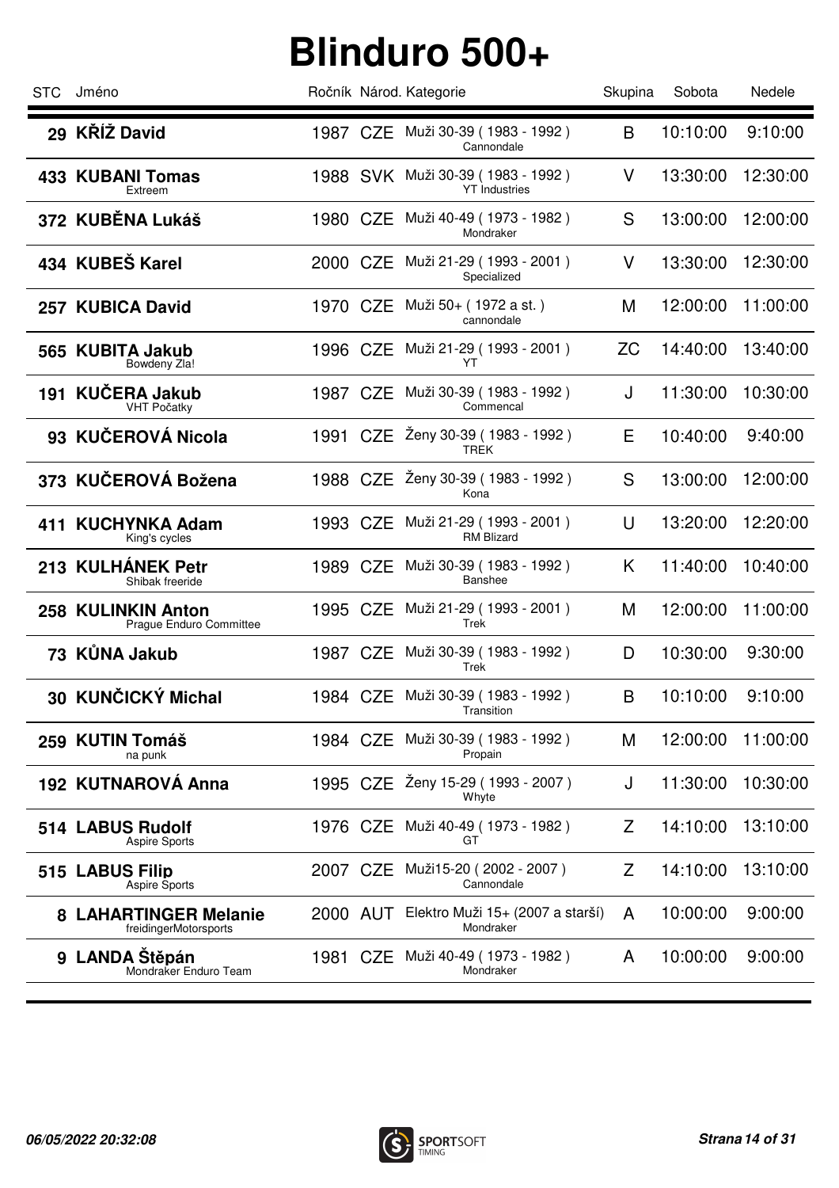# Blinduro 500+

| STC | Jméno | Ročník | Národ. | Kategorie | Skupina | Sobota | Nedele |
|---|---|---|---|---|---|---|---|
| 29 | **KŘÍŽ David** | 1987 | CZE | Muži 30-39 ( 1983 - 1992 ) Cannondale | B | 10:10:00 | 9:10:00 |
| 433 | **KUBANI Tomas** Extreem | 1988 | SVK | Muži 30-39 ( 1983 - 1992 ) YT Industries | V | 13:30:00 | 12:30:00 |
| 372 | **KUBĚNA Lukáš** | 1980 | CZE | Muži 40-49 ( 1973 - 1982 ) Mondraker | S | 13:00:00 | 12:00:00 |
| 434 | **KUBEŠ Karel** | 2000 | CZE | Muži 21-29 ( 1993 - 2001 ) Specialized | V | 13:30:00 | 12:30:00 |
| 257 | **KUBICA David** | 1970 | CZE | Muži 50+ ( 1972 a st. ) cannondale | M | 12:00:00 | 11:00:00 |
| 565 | **KUBITA Jakub** Bowdeny Zla! | 1996 | CZE | Muži 21-29 ( 1993 - 2001 ) YT | ZC | 14:40:00 | 13:40:00 |
| 191 | **KUČERA Jakub** VHT Počatky | 1987 | CZE | Muži 30-39 ( 1983 - 1992 ) Commencal | J | 11:30:00 | 10:30:00 |
| 93 | **KUČEROVÁ Nicola** | 1991 | CZE | Ženy 30-39 ( 1983 - 1992 ) TREK | E | 10:40:00 | 9:40:00 |
| 373 | **KUČEROVÁ Božena** | 1988 | CZE | Ženy 30-39 ( 1983 - 1992 ) Kona | S | 13:00:00 | 12:00:00 |
| 411 | **KUCHYNKA Adam** King's cycles | 1993 | CZE | Muži 21-29 ( 1993 - 2001 ) RM Blizard | U | 13:20:00 | 12:20:00 |
| 213 | **KULHÁNEK Petr** Shibak freeride | 1989 | CZE | Muži 30-39 ( 1983 - 1992 ) Banshee | K | 11:40:00 | 10:40:00 |
| 258 | **KULINKIN Anton** Prague Enduro Committee | 1995 | CZE | Muži 21-29 ( 1993 - 2001 ) Trek | M | 12:00:00 | 11:00:00 |
| 73 | **KŮNA Jakub** | 1987 | CZE | Muži 30-39 ( 1983 - 1992 ) Trek | D | 10:30:00 | 9:30:00 |
| 30 | **KUNČICKÝ Michal** | 1984 | CZE | Muži 30-39 ( 1983 - 1992 ) Transition | B | 10:10:00 | 9:10:00 |
| 259 | **KUTIN Tomáš** na punk | 1984 | CZE | Muži 30-39 ( 1983 - 1992 ) Propain | M | 12:00:00 | 11:00:00 |
| 192 | **KUTNAROVÁ Anna** | 1995 | CZE | Ženy 15-29 ( 1993 - 2007 ) Whyte | J | 11:30:00 | 10:30:00 |
| 514 | **LABUS Rudolf** Aspire Sports | 1976 | CZE | Muži 40-49 ( 1973 - 1982 ) GT | Z | 14:10:00 | 13:10:00 |
| 515 | **LABUS Filip** Aspire Sports | 2007 | CZE | Muži15-20 ( 2002 - 2007 ) Cannondale | Z | 14:10:00 | 13:10:00 |
| 8 | **LAHARTINGER Melanie** freidingerMotorsports | 2000 | AUT | Elektro Muži 15+ (2007 a starší) Mondraker | A | 10:00:00 | 9:00:00 |
| 9 | **LANDA Štěpán** Mondraker Enduro Team | 1981 | CZE | Muži 40-49 ( 1973 - 1982 ) Mondraker | A | 10:00:00 | 9:00:00 |

*06/05/2022 20:32:08*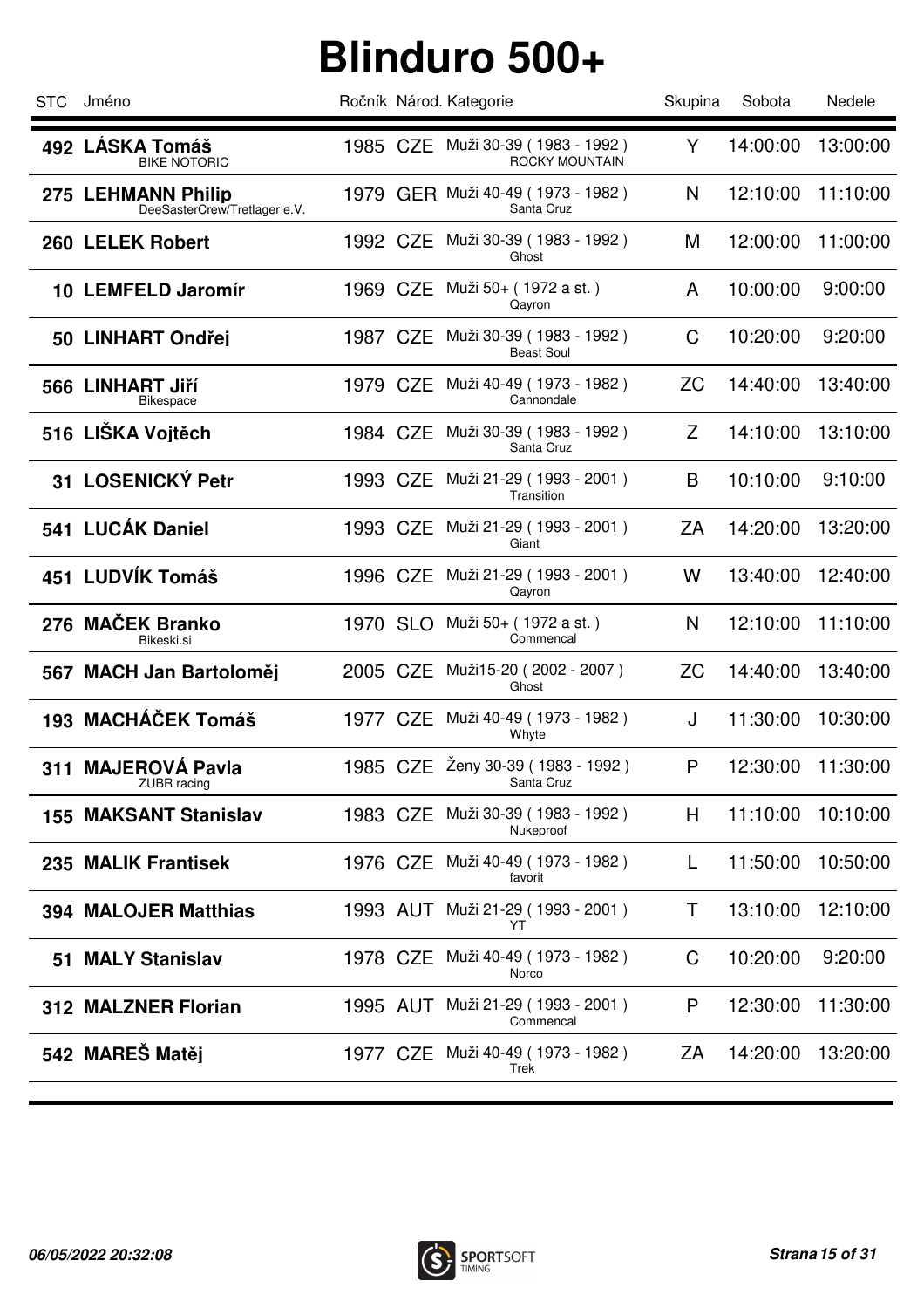# Blinduro 500+

| STC | Jméno | Ročník | Národ. | Kategorie | Skupina | Sobota | Nedele |
|---|---|---|---|---|---|---|---|
| 492 | **LÁSKA Tomáš**<br>BIKE NOTORIC | 1985 | CZE | Muži 30-39 ( 1983 - 1992 )<br>ROCKY MOUNTAIN | Y | 14:00:00 | 13:00:00 |
| 275 | **LEHMANN Philip**<br>DeeSasterCrew/Tretlager e.V. | 1979 | GER | Muži 40-49 ( 1973 - 1982 )<br>Santa Cruz | N | 12:10:00 | 11:10:00 |
| 260 | **LELEK Robert** | 1992 | CZE | Muži 30-39 ( 1983 - 1992 )<br>Ghost | M | 12:00:00 | 11:00:00 |
| 10 | **LEMFELD Jaromír** | 1969 | CZE | Muži 50+ ( 1972 a st. )<br>Qayron | A | 10:00:00 | 9:00:00 |
| 50 | **LINHART Ondřej** | 1987 | CZE | Muži 30-39 ( 1983 - 1992 )<br>Beast Soul | C | 10:20:00 | 9:20:00 |
| 566 | **LINHART Jiří**<br>Bikespace | 1979 | CZE | Muži 40-49 ( 1973 - 1982 )<br>Cannondale | ZC | 14:40:00 | 13:40:00 |
| 516 | **LIŠKA Vojtěch** | 1984 | CZE | Muži 30-39 ( 1983 - 1992 )<br>Santa Cruz | Z | 14:10:00 | 13:10:00 |
| 31 | **LOSENICKÝ Petr** | 1993 | CZE | Muži 21-29 ( 1993 - 2001 )<br>Transition | B | 10:10:00 | 9:10:00 |
| 541 | **LUCÁK Daniel** | 1993 | CZE | Muži 21-29 ( 1993 - 2001 )<br>Giant | ZA | 14:20:00 | 13:20:00 |
| 451 | **LUDVÍK Tomáš** | 1996 | CZE | Muži 21-29 ( 1993 - 2001 )<br>Qayron | W | 13:40:00 | 12:40:00 |
| 276 | **MAČEK Branko**<br>Bikeski.si | 1970 | SLO | Muži 50+ ( 1972 a st. )<br>Commencal | N | 12:10:00 | 11:10:00 |
| 567 | **MACH Jan Bartoloměj** | 2005 | CZE | Muži15-20 ( 2002 - 2007 )<br>Ghost | ZC | 14:40:00 | 13:40:00 |
| 193 | **MACHÁČEK Tomáš** | 1977 | CZE | Muži 40-49 ( 1973 - 1982 )<br>Whyte | J | 11:30:00 | 10:30:00 |
| 311 | **MAJEROVÁ Pavla**<br>ZUBR racing | 1985 | CZE | Ženy 30-39 ( 1983 - 1992 )<br>Santa Cruz | P | 12:30:00 | 11:30:00 |
| 155 | **MAKSANT Stanislav** | 1983 | CZE | Muži 30-39 ( 1983 - 1992 )<br>Nukeproof | H | 11:10:00 | 10:10:00 |
| 235 | **MALIK Frantisek** | 1976 | CZE | Muži 40-49 ( 1973 - 1982 )<br>favorit | L | 11:50:00 | 10:50:00 |
| 394 | **MALOJER Matthias** | 1993 | AUT | Muži 21-29 ( 1993 - 2001 )<br>YT | T | 13:10:00 | 12:10:00 |
| 51 | **MALY Stanislav** | 1978 | CZE | Muži 40-49 ( 1973 - 1982 )<br>Norco | C | 10:20:00 | 9:20:00 |
| 312 | **MALZNER Florian** | 1995 | AUT | Muži 21-29 ( 1993 - 2001 )<br>Commencal | P | 12:30:00 | 11:30:00 |
| 542 | **MAREŠ Matěj** | 1977 | CZE | Muži 40-49 ( 1973 - 1982 )<br>Trek | ZA | 14:20:00 | 13:20:00 |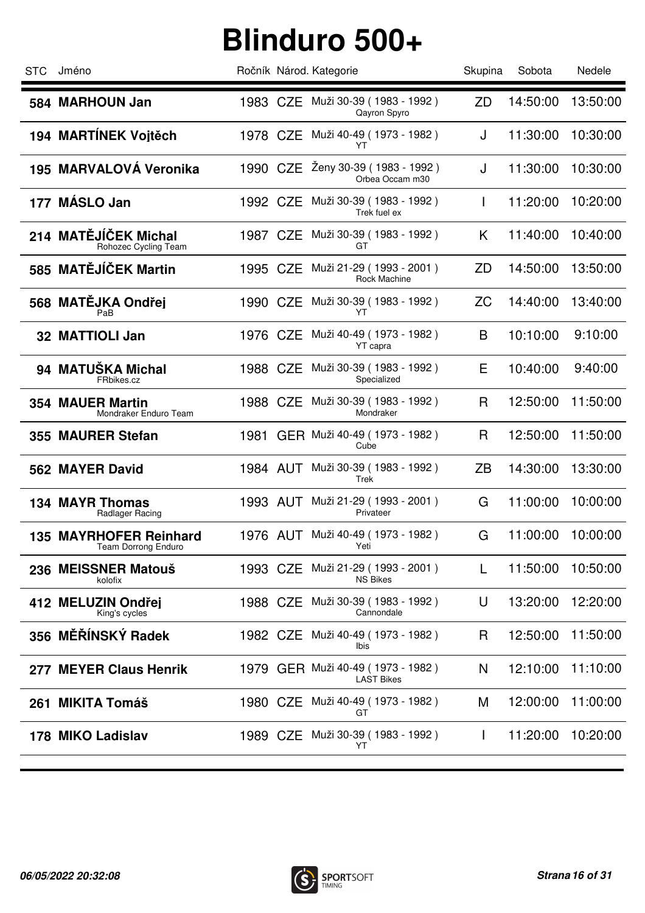# Blinduro 500+

| STC | Jméno | Ročník | Národ. | Kategorie | Skupina | Sobota | Nedele |
|---|---|---|---|---|---|---|---|
| 584 | **MARHOUN Jan** | 1983 | CZE | Muži 30-39 ( 1983 - 1992 ) Qayron Spyro | ZD | 14:50:00 | 13:50:00 |
| 194 | **MARTÍNEK Vojtěch** | 1978 | CZE | Muži 40-49 ( 1973 - 1982 ) YT | J | 11:30:00 | 10:30:00 |
| 195 | **MARVALOVÁ Veronika** | 1990 | CZE | Ženy 30-39 ( 1983 - 1992 ) Orbea Occam m30 | J | 11:30:00 | 10:30:00 |
| 177 | **MÁSLO Jan** | 1992 | CZE | Muži 30-39 ( 1983 - 1992 ) Trek fuel ex | I | 11:20:00 | 10:20:00 |
| 214 | **MATĚJÍČEK Michal** Rohozec Cycling Team | 1987 | CZE | Muži 30-39 ( 1983 - 1992 ) GT | K | 11:40:00 | 10:40:00 |
| 585 | **MATĚJÍČEK Martin** | 1995 | CZE | Muži 21-29 ( 1993 - 2001 ) Rock Machine | ZD | 14:50:00 | 13:50:00 |
| 568 | **MATĚJKA Ondřej** PaB | 1990 | CZE | Muži 30-39 ( 1983 - 1992 ) YT | ZC | 14:40:00 | 13:40:00 |
| 32 | **MATTIOLI Jan** | 1976 | CZE | Muži 40-49 ( 1973 - 1982 ) YT capra | B | 10:10:00 | 9:10:00 |
| 94 | **MATUŠKA Michal** FRbikes.cz | 1988 | CZE | Muži 30-39 ( 1983 - 1992 ) Specialized | E | 10:40:00 | 9:40:00 |
| 354 | **MAUER Martin** Mondraker Enduro Team | 1988 | CZE | Muži 30-39 ( 1983 - 1992 ) Mondraker | R | 12:50:00 | 11:50:00 |
| 355 | **MAURER Stefan** | 1981 | GER | Muži 40-49 ( 1973 - 1982 ) Cube | R | 12:50:00 | 11:50:00 |
| 562 | **MAYER David** | 1984 | AUT | Muži 30-39 ( 1983 - 1992 ) Trek | ZB | 14:30:00 | 13:30:00 |
| 134 | **MAYR Thomas** Radlager Racing | 1993 | AUT | Muži 21-29 ( 1993 - 2001 ) Privateer | G | 11:00:00 | 10:00:00 |
| 135 | **MAYRHOFER Reinhard** Team Dorrong Enduro | 1976 | AUT | Muži 40-49 ( 1973 - 1982 ) Yeti | G | 11:00:00 | 10:00:00 |
| 236 | **MEISSNER Matouš** kolofix | 1993 | CZE | Muži 21-29 ( 1993 - 2001 ) NS Bikes | L | 11:50:00 | 10:50:00 |
| 412 | **MELUZIN Ondřej** King's cycles | 1988 | CZE | Muži 30-39 ( 1983 - 1992 ) Cannondale | U | 13:20:00 | 12:20:00 |
| 356 | **MĚŘÍNSKÝ Radek** | 1982 | CZE | Muži 40-49 ( 1973 - 1982 ) Ibis | R | 12:50:00 | 11:50:00 |
| 277 | **MEYER Claus Henrik** | 1979 | GER | Muži 40-49 ( 1973 - 1982 ) LAST Bikes | N | 12:10:00 | 11:10:00 |
| 261 | **MIKITA Tomáš** | 1980 | CZE | Muži 40-49 ( 1973 - 1982 ) GT | M | 12:00:00 | 11:00:00 |
| 178 | **MIKO Ladislav** | 1989 | CZE | Muži 30-39 ( 1983 - 1992 ) YT | I | 11:20:00 | 10:20:00 |

*06/05/2022 20:32:08*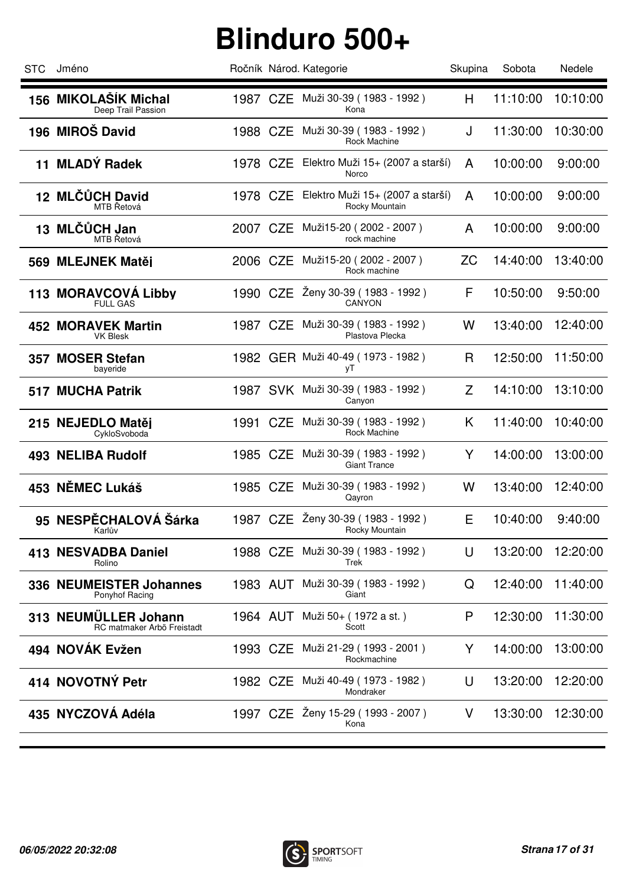# Blinduro 500+

| STC | Jméno | Ročník | Národ. | Kategorie | Skupina | Sobota | Nedele |
|---|---|---|---|---|---|---|---|
| 156 | **MIKOLAŠÍK Michal** Deep Trail Passion | 1987 | CZE | Muži 30-39 ( 1983 - 1992 ) Kona | H | 11:10:00 | 10:10:00 |
| 196 | **MIROŠ David** | 1988 | CZE | Muži 30-39 ( 1983 - 1992 ) Rock Machine | J | 11:30:00 | 10:30:00 |
| 11 | **MLADÝ Radek** | 1978 | CZE | Elektro Muži 15+ (2007 a starší) Norco | A | 10:00:00 | 9:00:00 |
| 12 | **MLČŮCH David** MTB Řetová | 1978 | CZE | Elektro Muži 15+ (2007 a starší) Rocky Mountain | A | 10:00:00 | 9:00:00 |
| 13 | **MLČŮCH Jan** MTB Řetová | 2007 | CZE | Muži15-20 ( 2002 - 2007 ) rock machine | A | 10:00:00 | 9:00:00 |
| 569 | **MLEJNEK Matěj** | 2006 | CZE | Muži15-20 ( 2002 - 2007 ) Rock machine | ZC | 14:40:00 | 13:40:00 |
| 113 | **MORAVCOVÁ Libby** FULL GAS | 1990 | CZE | Ženy 30-39 ( 1983 - 1992 ) CANYON | F | 10:50:00 | 9:50:00 |
| 452 | **MORAVEK Martin** VK Blesk | 1987 | CZE | Muži 30-39 ( 1983 - 1992 ) Plastova Plecka | W | 13:40:00 | 12:40:00 |
| 357 | **MOSER Stefan** bayeride | 1982 | GER | Muži 40-49 ( 1973 - 1982 ) yT | R | 12:50:00 | 11:50:00 |
| 517 | **MUCHA Patrik** | 1987 | SVK | Muži 30-39 ( 1983 - 1992 ) Canyon | Z | 14:10:00 | 13:10:00 |
| 215 | **NEJEDLO Matěj** CykloSvoboda | 1991 | CZE | Muži 30-39 ( 1983 - 1992 ) Rock Machine | K | 11:40:00 | 10:40:00 |
| 493 | **NELIBA Rudolf** | 1985 | CZE | Muži 30-39 ( 1983 - 1992 ) Giant Trance | Y | 14:00:00 | 13:00:00 |
| 453 | **NĚMEC Lukáš** | 1985 | CZE | Muži 30-39 ( 1983 - 1992 ) Qayron | W | 13:40:00 | 12:40:00 |
| 95 | **NESPĚCHALOVÁ Šárka** Karlův | 1987 | CZE | Ženy 30-39 ( 1983 - 1992 ) Rocky Mountain | E | 10:40:00 | 9:40:00 |
| 413 | **NESVADBA Daniel** Rolino | 1988 | CZE | Muži 30-39 ( 1983 - 1992 ) Trek | U | 13:20:00 | 12:20:00 |
| 336 | **NEUMEISTER Johannes** Ponyhof Racing | 1983 | AUT | Muži 30-39 ( 1983 - 1992 ) Giant | Q | 12:40:00 | 11:40:00 |
| 313 | **NEUMÜLLER Johann** RC matmaker Arbö Freistadt | 1964 | AUT | Muži 50+ ( 1972 a st. ) Scott | P | 12:30:00 | 11:30:00 |
| 494 | **NOVÁK Evžen** | 1993 | CZE | Muži 21-29 ( 1993 - 2001 ) Rockmachine | Y | 14:00:00 | 13:00:00 |
| 414 | **NOVOTNÝ Petr** | 1982 | CZE | Muži 40-49 ( 1973 - 1982 ) Mondraker | U | 13:20:00 | 12:20:00 |
| 435 | **NYCZOVÁ Adéla** | 1997 | CZE | Ženy 15-29 ( 1993 - 2007 ) Kona | V | 13:30:00 | 12:30:00 |

*06/05/2022 20:32:08*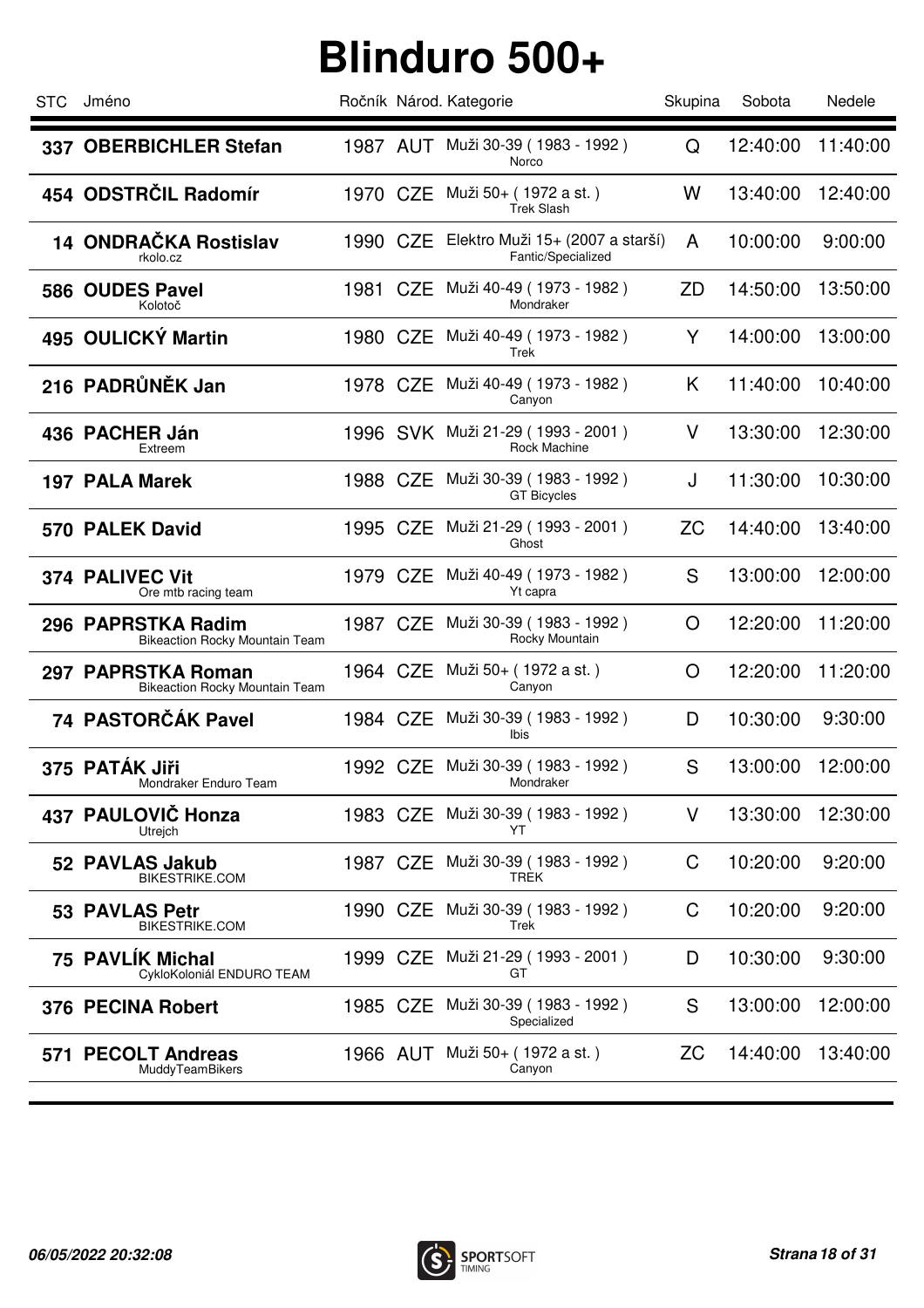# Blinduro 500+

| STC | Jméno | Ročník | Národ. | Kategorie | Skupina | Sobota | Nedele |
|---|---|---|---|---|---|---|---|
| 337 | **OBERBICHLER Stefan** | 1987 | AUT | Muži 30-39 ( 1983 - 1992 ) Norco | Q | 12:40:00 | 11:40:00 |
| 454 | **ODSTRČIL Radomír** | 1970 | CZE | Muži 50+ ( 1972 a st. ) Trek Slash | W | 13:40:00 | 12:40:00 |
| 14 | **ONDRAČKA Rostislav** rkolo.cz | 1990 | CZE | Elektro Muži 15+ (2007 a starší) Fantic/Specialized | A | 10:00:00 | 9:00:00 |
| 586 | **OUDES Pavel** Kolotoč | 1981 | CZE | Muži 40-49 ( 1973 - 1982 ) Mondraker | ZD | 14:50:00 | 13:50:00 |
| 495 | **OULICKÝ Martin** | 1980 | CZE | Muži 40-49 ( 1973 - 1982 ) Trek | Y | 14:00:00 | 13:00:00 |
| 216 | **PADRŮNĚK Jan** | 1978 | CZE | Muži 40-49 ( 1973 - 1982 ) Canyon | K | 11:40:00 | 10:40:00 |
| 436 | **PACHER Ján** Extreem | 1996 | SVK | Muži 21-29 ( 1993 - 2001 ) Rock Machine | V | 13:30:00 | 12:30:00 |
| 197 | **PALA Marek** | 1988 | CZE | Muži 30-39 ( 1983 - 1992 ) GT Bicycles | J | 11:30:00 | 10:30:00 |
| 570 | **PALEK David** | 1995 | CZE | Muži 21-29 ( 1993 - 2001 ) Ghost | ZC | 14:40:00 | 13:40:00 |
| 374 | **PALIVEC Vit** Ore mtb racing team | 1979 | CZE | Muži 40-49 ( 1973 - 1982 ) Yt capra | S | 13:00:00 | 12:00:00 |
| 296 | **PAPRSTKA Radim** Bikeaction Rocky Mountain Team | 1987 | CZE | Muži 30-39 ( 1983 - 1992 ) Rocky Mountain | O | 12:20:00 | 11:20:00 |
| 297 | **PAPRSTKA Roman** Bikeaction Rocky Mountain Team | 1964 | CZE | Muži 50+ ( 1972 a st. ) Canyon | O | 12:20:00 | 11:20:00 |
| 74 | **PASTORČÁK Pavel** | 1984 | CZE | Muži 30-39 ( 1983 - 1992 ) Ibis | D | 10:30:00 | 9:30:00 |
| 375 | **PATÁK Jiři** Mondraker Enduro Team | 1992 | CZE | Muži 30-39 ( 1983 - 1992 ) Mondraker | S | 13:00:00 | 12:00:00 |
| 437 | **PAULOVIČ Honza** Utrejch | 1983 | CZE | Muži 30-39 ( 1983 - 1992 ) YT | V | 13:30:00 | 12:30:00 |
| 52 | **PAVLAS Jakub** BIKESTRIKE.COM | 1987 | CZE | Muži 30-39 ( 1983 - 1992 ) TREK | C | 10:20:00 | 9:20:00 |
| 53 | **PAVLAS Petr** BIKESTRIKE.COM | 1990 | CZE | Muži 30-39 ( 1983 - 1992 ) Trek | C | 10:20:00 | 9:20:00 |
| 75 | **PAVLÍK Michal** CykloKoloniál ENDURO TEAM | 1999 | CZE | Muži 21-29 ( 1993 - 2001 ) GT | D | 10:30:00 | 9:30:00 |
| 376 | **PECINA Robert** | 1985 | CZE | Muži 30-39 ( 1983 - 1992 ) Specialized | S | 13:00:00 | 12:00:00 |
| 571 | **PECOLT Andreas** MuddyTeamBikers | 1966 | AUT | Muži 50+ ( 1972 a st. ) Canyon | ZC | 14:40:00 | 13:40:00 |

*06/05/2022 20:32:08*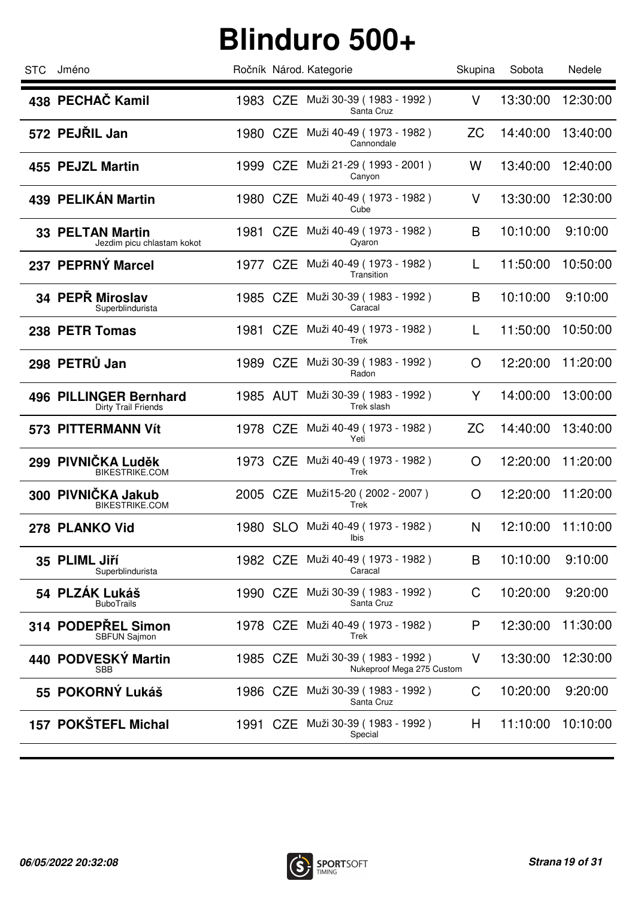# Blinduro 500+

| STC | Jméno | Ročník | Národ. | Kategorie | Skupina | Sobota | Nedele |
|---|---|---|---|---|---|---|---|
| 438 | **PECHAČ Kamil** | 1983 | CZE | Muži 30-39 ( 1983 - 1992 ) Santa Cruz | V | 13:30:00 | 12:30:00 |
| 572 | **PEJŘIL Jan** | 1980 | CZE | Muži 40-49 ( 1973 - 1982 ) Cannondale | ZC | 14:40:00 | 13:40:00 |
| 455 | **PEJZL Martin** | 1999 | CZE | Muži 21-29 ( 1993 - 2001 ) Canyon | W | 13:40:00 | 12:40:00 |
| 439 | **PELIKÁN Martin** | 1980 | CZE | Muži 40-49 ( 1973 - 1982 ) Cube | V | 13:30:00 | 12:30:00 |
| 33 | **PELTAN Martin** Jezdim picu chlastam kokot | 1981 | CZE | Muži 40-49 ( 1973 - 1982 ) Qyaron | B | 10:10:00 | 9:10:00 |
| 237 | **PEPRNÝ Marcel** | 1977 | CZE | Muži 40-49 ( 1973 - 1982 ) Transition | L | 11:50:00 | 10:50:00 |
| 34 | **PEPŘ Miroslav** Superblindurista | 1985 | CZE | Muži 30-39 ( 1983 - 1992 ) Caracal | B | 10:10:00 | 9:10:00 |
| 238 | **PETR Tomas** | 1981 | CZE | Muži 40-49 ( 1973 - 1982 ) Trek | L | 11:50:00 | 10:50:00 |
| 298 | **PETRŮ Jan** | 1989 | CZE | Muži 30-39 ( 1983 - 1992 ) Radon | O | 12:20:00 | 11:20:00 |
| 496 | **PILLINGER Bernhard** Dirty Trail Friends | 1985 | AUT | Muži 30-39 ( 1983 - 1992 ) Trek slash | Y | 14:00:00 | 13:00:00 |
| 573 | **PITTERMANN Vít** | 1978 | CZE | Muži 40-49 ( 1973 - 1982 ) Yeti | ZC | 14:40:00 | 13:40:00 |
| 299 | **PIVNIČKA Luděk** BIKESTRIKE.COM | 1973 | CZE | Muži 40-49 ( 1973 - 1982 ) Trek | O | 12:20:00 | 11:20:00 |
| 300 | **PIVNIČKA Jakub** BIKESTRIKE.COM | 2005 | CZE | Muži15-20 ( 2002 - 2007 ) Trek | O | 12:20:00 | 11:20:00 |
| 278 | **PLANKO Vid** | 1980 | SLO | Muži 40-49 ( 1973 - 1982 ) Ibis | N | 12:10:00 | 11:10:00 |
| 35 | **PLIML Jiří** Superblindurista | 1982 | CZE | Muži 40-49 ( 1973 - 1982 ) Caracal | B | 10:10:00 | 9:10:00 |
| 54 | **PLZÁK Lukáš** BuboTrails | 1990 | CZE | Muži 30-39 ( 1983 - 1992 ) Santa Cruz | C | 10:20:00 | 9:20:00 |
| 314 | **PODEPŘEL Simon** SBFUN Sajmon | 1978 | CZE | Muži 40-49 ( 1973 - 1982 ) Trek | P | 12:30:00 | 11:30:00 |
| 440 | **PODVESKÝ Martin** SBB | 1985 | CZE | Muži 30-39 ( 1983 - 1992 ) Nukeproof Mega 275 Custom | V | 13:30:00 | 12:30:00 |
| 55 | **POKORNÝ Lukáš** | 1986 | CZE | Muži 30-39 ( 1983 - 1992 ) Santa Cruz | C | 10:20:00 | 9:20:00 |
| 157 | **POKŠTEFL Michal** | 1991 | CZE | Muži 30-39 ( 1983 - 1992 ) Special | H | 11:10:00 | 10:10:00 |

*06/05/2022 20:32:08*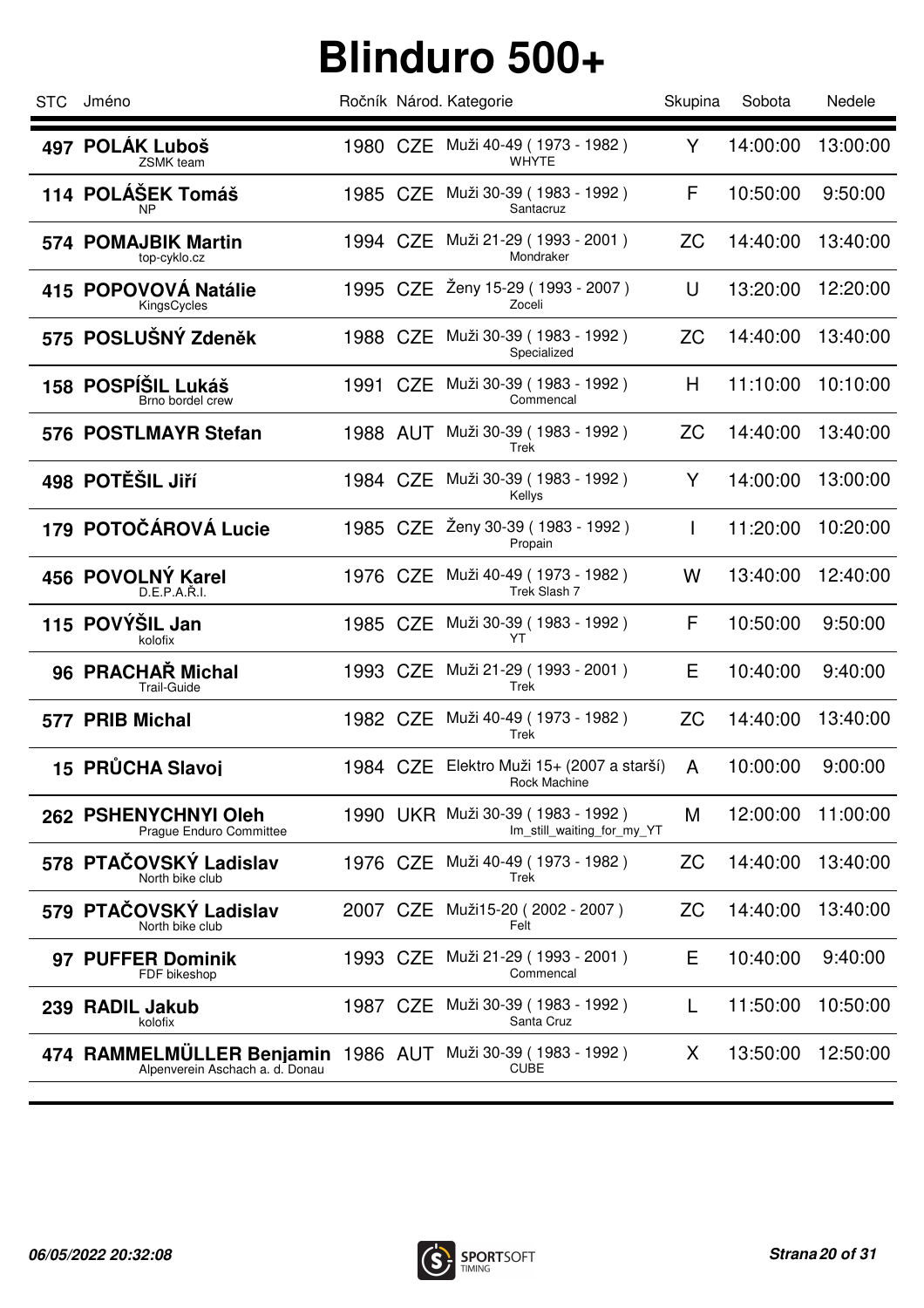# Blinduro 500+

| STC | Jméno | Ročník | Národ. | Kategorie | Skupina | Sobota | Nedele |
|---|---|---|---|---|---|---|---|
| 497 | **POLÁK Luboš** ZSMK team | 1980 | CZE | Muži 40-49 ( 1973 - 1982 ) WHYTE | Y | 14:00:00 | 13:00:00 |
| 114 | **POLÁŠEK Tomáš** NP | 1985 | CZE | Muži 30-39 ( 1983 - 1992 ) Santacruz | F | 10:50:00 | 9:50:00 |
| 574 | **POMAJBIK Martin** top-cyklo.cz | 1994 | CZE | Muži 21-29 ( 1993 - 2001 ) Mondraker | ZC | 14:40:00 | 13:40:00 |
| 415 | **POPOVOVÁ Natálie** KingsCycles | 1995 | CZE | Ženy 15-29 ( 1993 - 2007 ) Zoceli | U | 13:20:00 | 12:20:00 |
| 575 | **POSLUŠNÝ Zdeněk** | 1988 | CZE | Muži 30-39 ( 1983 - 1992 ) Specialized | ZC | 14:40:00 | 13:40:00 |
| 158 | **POSPÍŠIL Lukáš** Brno bordel crew | 1991 | CZE | Muži 30-39 ( 1983 - 1992 ) Commencal | H | 11:10:00 | 10:10:00 |
| 576 | **POSTLMAYR Stefan** | 1988 | AUT | Muži 30-39 ( 1983 - 1992 ) Trek | ZC | 14:40:00 | 13:40:00 |
| 498 | **POTĚŠIL Jiří** | 1984 | CZE | Muži 30-39 ( 1983 - 1992 ) Kellys | Y | 14:00:00 | 13:00:00 |
| 179 | **POTOČÁROVÁ Lucie** | 1985 | CZE | Ženy 30-39 ( 1983 - 1992 ) Propain | I | 11:20:00 | 10:20:00 |
| 456 | **POVOLNÝ Karel** D.E.P.A.Ř.I. | 1976 | CZE | Muži 40-49 ( 1973 - 1982 ) Trek Slash 7 | W | 13:40:00 | 12:40:00 |
| 115 | **POVÝŠIL Jan** kolofix | 1985 | CZE | Muži 30-39 ( 1983 - 1992 ) YT | F | 10:50:00 | 9:50:00 |
| 96 | **PRACHAŘ Michal** Trail-Guide | 1993 | CZE | Muži 21-29 ( 1993 - 2001 ) Trek | E | 10:40:00 | 9:40:00 |
| 577 | **PRIB Michal** | 1982 | CZE | Muži 40-49 ( 1973 - 1982 ) Trek | ZC | 14:40:00 | 13:40:00 |
| 15 | **PRŮCHA Slavoj** | 1984 | CZE | Elektro Muži 15+ (2007 a starší) Rock Machine | A | 10:00:00 | 9:00:00 |
| 262 | **PSHENYCHNYI Oleh** Prague Enduro Committee | 1990 | UKR | Muži 30-39 ( 1983 - 1992 ) Im_still_waiting_for_my_YT | M | 12:00:00 | 11:00:00 |
| 578 | **PTAČOVSKÝ Ladislav** North bike club | 1976 | CZE | Muži 40-49 ( 1973 - 1982 ) Trek | ZC | 14:40:00 | 13:40:00 |
| 579 | **PTAČOVSKÝ Ladislav** North bike club | 2007 | CZE | Muži15-20 ( 2002 - 2007 ) Felt | ZC | 14:40:00 | 13:40:00 |
| 97 | **PUFFER Dominik** FDF bikeshop | 1993 | CZE | Muži 21-29 ( 1993 - 2001 ) Commencal | E | 10:40:00 | 9:40:00 |
| 239 | **RADIL Jakub** kolofix | 1987 | CZE | Muži 30-39 ( 1983 - 1992 ) Santa Cruz | L | 11:50:00 | 10:50:00 |
| 474 | **RAMMELMÜLLER Benjamin** Alpenverein Aschach a. d. Donau | 1986 | AUT | Muži 30-39 ( 1983 - 1992 ) CUBE | X | 13:50:00 | 12:50:00 |

*06/05/2022 20:32:08*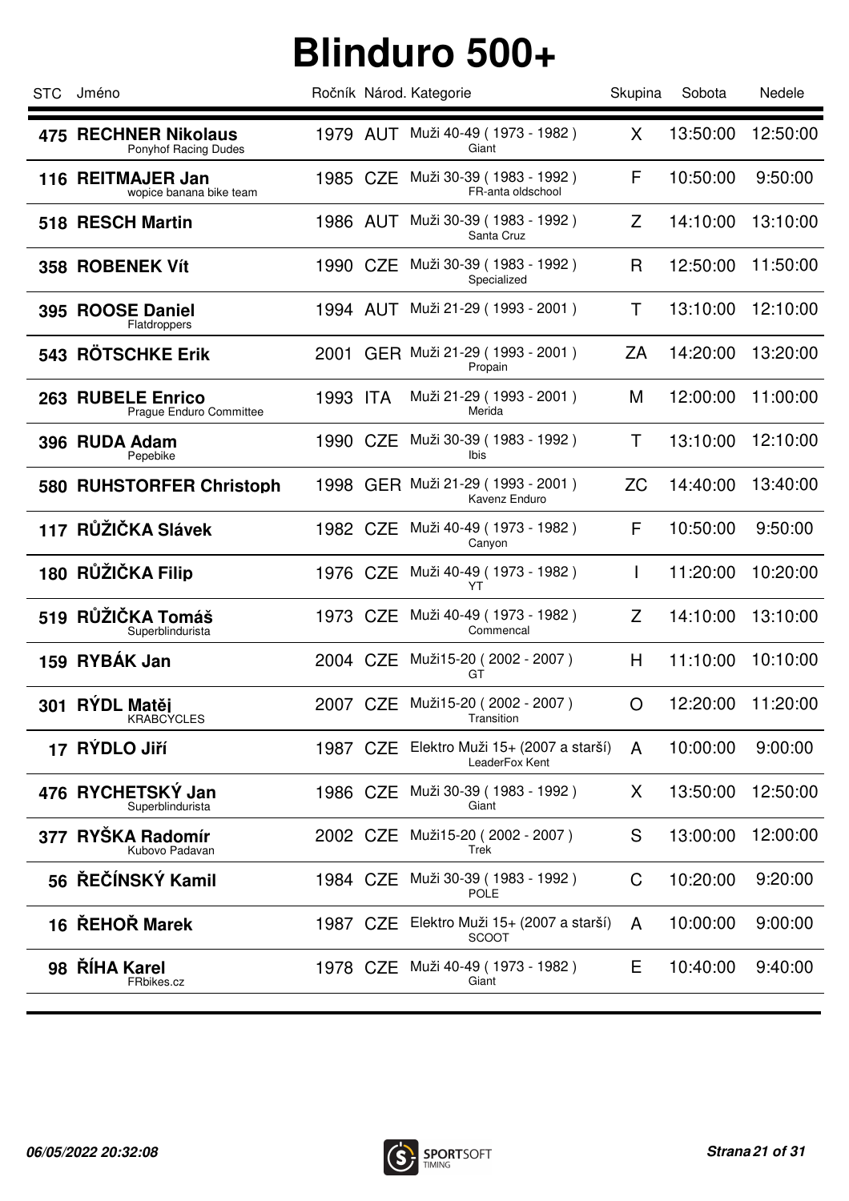# Blinduro 500+

| STC | Jméno | Ročník | Národ. | Kategorie | Skupina | Sobota | Nedele |
|---|---|---|---|---|---|---|---|
| 475 | **RECHNER Nikolaus**<br>Ponyhof Racing Dudes | 1979 | AUT | Muži 40-49 ( 1973 - 1982 )<br>Giant | X | 13:50:00 | 12:50:00 |
| 116 | **REITMAJER Jan**<br>wopice banana bike team | 1985 | CZE | Muži 30-39 ( 1983 - 1992 )<br>FR-anta oldschool | F | 10:50:00 | 9:50:00 |
| 518 | **RESCH Martin** | 1986 | AUT | Muži 30-39 ( 1983 - 1992 )<br>Santa Cruz | Z | 14:10:00 | 13:10:00 |
| 358 | **ROBENEK Vít** | 1990 | CZE | Muži 30-39 ( 1983 - 1992 )<br>Specialized | R | 12:50:00 | 11:50:00 |
| 395 | **ROOSE Daniel**<br>Flatdroppers | 1994 | AUT | Muži 21-29 ( 1993 - 2001 ) | T | 13:10:00 | 12:10:00 |
| 543 | **RÖTSCHKE Erik** | 2001 | GER | Muži 21-29 ( 1993 - 2001 )<br>Propain | ZA | 14:20:00 | 13:20:00 |
| 263 | **RUBELE Enrico**<br>Prague Enduro Committee | 1993 | ITA | Muži 21-29 ( 1993 - 2001 )<br>Merida | M | 12:00:00 | 11:00:00 |
| 396 | **RUDA Adam**<br>Pepebike | 1990 | CZE | Muži 30-39 ( 1983 - 1992 )<br>Ibis | T | 13:10:00 | 12:10:00 |
| 580 | **RUHSTORFER Christoph** | 1998 | GER | Muži 21-29 ( 1993 - 2001 )<br>Kavenz Enduro | ZC | 14:40:00 | 13:40:00 |
| 117 | **RŮŽIČKA Slávek** | 1982 | CZE | Muži 40-49 ( 1973 - 1982 )<br>Canyon | F | 10:50:00 | 9:50:00 |
| 180 | **RŮŽIČKA Filip** | 1976 | CZE | Muži 40-49 ( 1973 - 1982 )<br>YT | I | 11:20:00 | 10:20:00 |
| 519 | **RŮŽIČKA Tomáš**<br>Superblindurista | 1973 | CZE | Muži 40-49 ( 1973 - 1982 )<br>Commencal | Z | 14:10:00 | 13:10:00 |
| 159 | **RYBÁK Jan** | 2004 | CZE | Muži15-20 ( 2002 - 2007 )<br>GT | H | 11:10:00 | 10:10:00 |
| 301 | **RÝDL Matěj**<br>KRABCYCLES | 2007 | CZE | Muži15-20 ( 2002 - 2007 )<br>Transition | O | 12:20:00 | 11:20:00 |
| 17 | **RÝDLO Jiří** | 1987 | CZE | Elektro Muži 15+ (2007 a starší)<br>LeaderFox Kent | A | 10:00:00 | 9:00:00 |
| 476 | **RYCHETSKÝ Jan**<br>Superblindurista | 1986 | CZE | Muži 30-39 ( 1983 - 1992 )<br>Giant | X | 13:50:00 | 12:50:00 |
| 377 | **RYŠKA Radomír**<br>Kubovo Padavan | 2002 | CZE | Muži15-20 ( 2002 - 2007 )<br>Trek | S | 13:00:00 | 12:00:00 |
| 56 | **ŘEČÍNSKÝ Kamil** | 1984 | CZE | Muži 30-39 ( 1983 - 1992 )<br>POLE | C | 10:20:00 | 9:20:00 |
| 16 | **ŘEHOŘ Marek** | 1987 | CZE | Elektro Muži 15+ (2007 a starší)<br>SCOOT | A | 10:00:00 | 9:00:00 |
| 98 | **ŘÍHA Karel**<br>FRbikes.cz | 1978 | CZE | Muži 40-49 ( 1973 - 1982 )<br>Giant | E | 10:40:00 | 9:40:00 |

*06/05/2022 20:32:08*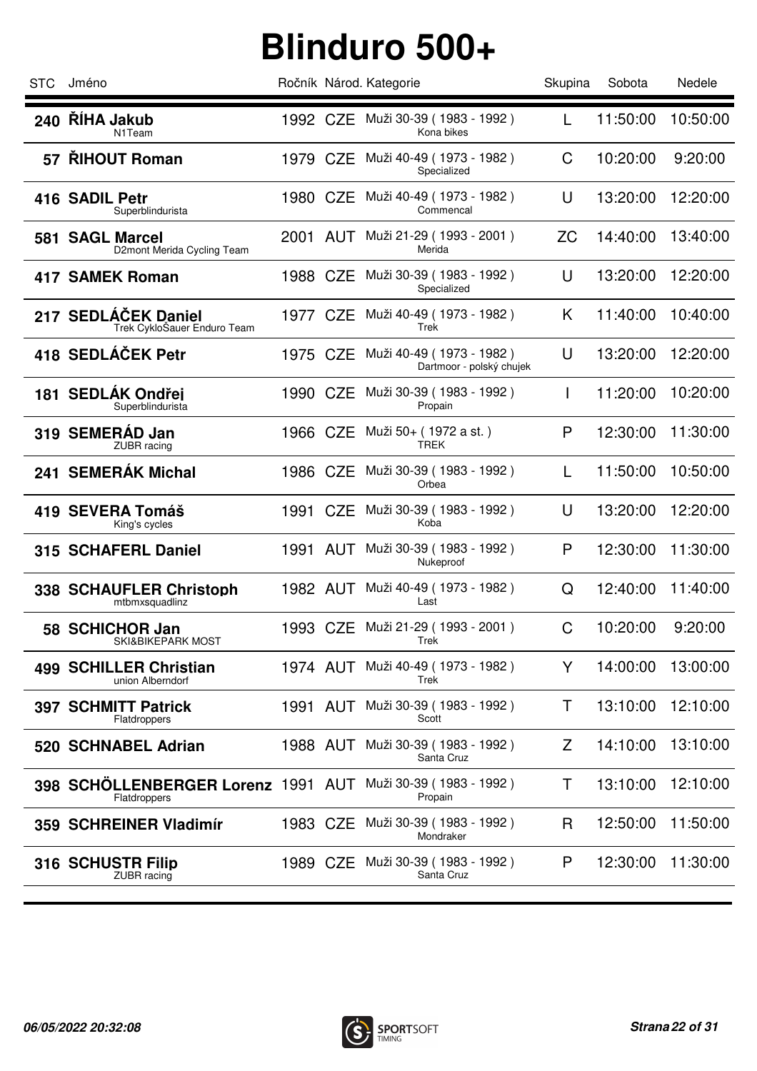# Blinduro 500+

| STC | Jméno | Ročník | Národ. | Kategorie | Skupina | Sobota | Nedele |
|---|---|---|---|---|---|---|---|
| 240 | **ŘÍHA Jakub**<br>N1Team | 1992 | CZE | Muži 30-39 ( 1983 - 1992 )<br>Kona bikes | L | 11:50:00 | 10:50:00 |
| 57 | **ŘIHOUT Roman** | 1979 | CZE | Muži 40-49 ( 1973 - 1982 )<br>Specialized | C | 10:20:00 | 9:20:00 |
| 416 | **SADIL Petr**<br>Superblindurista | 1980 | CZE | Muži 40-49 ( 1973 - 1982 )<br>Commencal | U | 13:20:00 | 12:20:00 |
| 581 | **SAGL Marcel**<br>D2mont Merida Cycling Team | 2001 | AUT | Muži 21-29 ( 1993 - 2001 )<br>Merida | ZC | 14:40:00 | 13:40:00 |
| 417 | **SAMEK Roman** | 1988 | CZE | Muži 30-39 ( 1983 - 1992 )<br>Specialized | U | 13:20:00 | 12:20:00 |
| 217 | **SEDLÁČEK Daniel**<br>Trek CykloŠauer Enduro Team | 1977 | CZE | Muži 40-49 ( 1973 - 1982 )<br>Trek | K | 11:40:00 | 10:40:00 |
| 418 | **SEDLÁČEK Petr** | 1975 | CZE | Muži 40-49 ( 1973 - 1982 )<br>Dartmoor - polský chujek | U | 13:20:00 | 12:20:00 |
| 181 | **SEDLÁK Ondřej**<br>Superblindurista | 1990 | CZE | Muži 30-39 ( 1983 - 1992 )<br>Propain | I | 11:20:00 | 10:20:00 |
| 319 | **SEMERÁD Jan**<br>ZUBR racing | 1966 | CZE | Muži 50+ ( 1972 a st. )<br>TREK | P | 12:30:00 | 11:30:00 |
| 241 | **SEMERÁK Michal** | 1986 | CZE | Muži 30-39 ( 1983 - 1992 )<br>Orbea | L | 11:50:00 | 10:50:00 |
| 419 | **SEVERA Tomáš**<br>King's cycles | 1991 | CZE | Muži 30-39 ( 1983 - 1992 )<br>Koba | U | 13:20:00 | 12:20:00 |
| 315 | **SCHAFERL Daniel** | 1991 | AUT | Muži 30-39 ( 1983 - 1992 )<br>Nukeproof | P | 12:30:00 | 11:30:00 |
| 338 | **SCHAUFLER Christoph**<br>mtbmxsquadlinz | 1982 | AUT | Muži 40-49 ( 1973 - 1982 )<br>Last | Q | 12:40:00 | 11:40:00 |
| 58 | **SCHICHOR Jan**<br>SKI&BIKEPARK MOST | 1993 | CZE | Muži 21-29 ( 1993 - 2001 )<br>Trek | C | 10:20:00 | 9:20:00 |
| 499 | **SCHILLER Christian**<br>union Albemdorf | 1974 | AUT | Muži 40-49 ( 1973 - 1982 )<br>Trek | Y | 14:00:00 | 13:00:00 |
| 397 | **SCHMITT Patrick**<br>Flatdroppers | 1991 | AUT | Muži 30-39 ( 1983 - 1992 )<br>Scott | T | 13:10:00 | 12:10:00 |
| 520 | **SCHNABEL Adrian** | 1988 | AUT | Muži 30-39 ( 1983 - 1992 )<br>Santa Cruz | Z | 14:10:00 | 13:10:00 |
| 398 | **SCHÖLLENBERGER Lorenz**<br>Flatdroppers | 1991 | AUT | Muži 30-39 ( 1983 - 1992 )<br>Propain | T | 13:10:00 | 12:10:00 |
| 359 | **SCHREINER Vladimír** | 1983 | CZE | Muži 30-39 ( 1983 - 1992 )<br>Mondraker | R | 12:50:00 | 11:50:00 |
| 316 | **SCHUSTR Filip**<br>ZUBR racing | 1989 | CZE | Muži 30-39 ( 1983 - 1992 )<br>Santa Cruz | P | 12:30:00 | 11:30:00 |

*06/05/2022 20:32:08*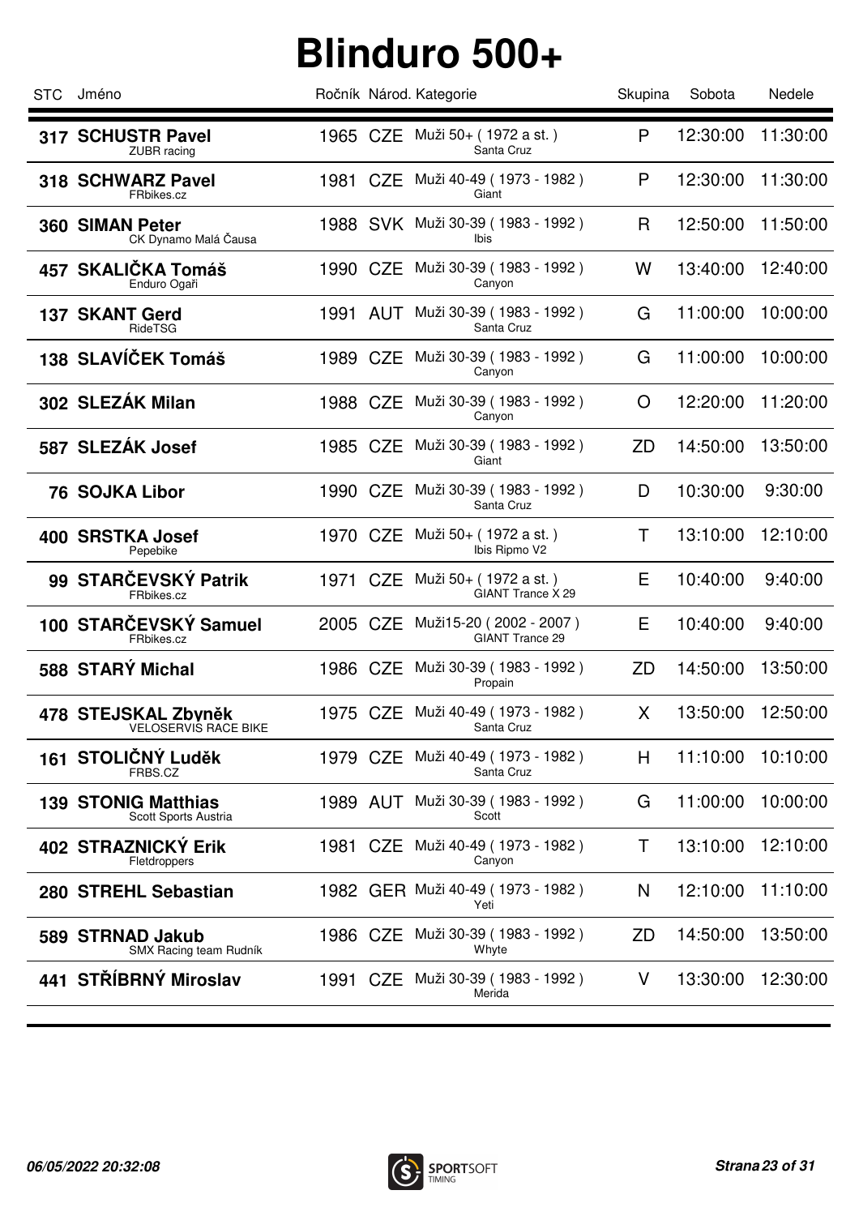# Blinduro 500+

| STC | Jméno | Ročník | Národ. | Kategorie | Skupina | Sobota | Nedele |
|---|---|---|---|---|---|---|---|
| 317 | **SCHUSTR Pavel**<br>ZUBR racing | 1965 | CZE | Muži 50+ ( 1972 a st. )<br>Santa Cruz | P | 12:30:00 | 11:30:00 |
| 318 | **SCHWARZ Pavel**<br>FRbikes.cz | 1981 | CZE | Muži 40-49 ( 1973 - 1982 )<br>Giant | P | 12:30:00 | 11:30:00 |
| 360 | **SIMAN Peter**<br>CK Dynamo Malá Čausa | 1988 | SVK | Muži 30-39 ( 1983 - 1992 )<br>Ibis | R | 12:50:00 | 11:50:00 |
| 457 | **SKALIČKA Tomáš**<br>Enduro Ogaři | 1990 | CZE | Muži 30-39 ( 1983 - 1992 )<br>Canyon | W | 13:40:00 | 12:40:00 |
| 137 | **SKANT Gerd**<br>RideTSG | 1991 | AUT | Muži 30-39 ( 1983 - 1992 )<br>Santa Cruz | G | 11:00:00 | 10:00:00 |
| 138 | **SLAVÍČEK Tomáš** | 1989 | CZE | Muži 30-39 ( 1983 - 1992 )<br>Canyon | G | 11:00:00 | 10:00:00 |
| 302 | **SLEZÁK Milan** | 1988 | CZE | Muži 30-39 ( 1983 - 1992 )<br>Canyon | O | 12:20:00 | 11:20:00 |
| 587 | **SLEZÁK Josef** | 1985 | CZE | Muži 30-39 ( 1983 - 1992 )<br>Giant | ZD | 14:50:00 | 13:50:00 |
| 76 | **SOJKA Libor** | 1990 | CZE | Muži 30-39 ( 1983 - 1992 )<br>Santa Cruz | D | 10:30:00 | 9:30:00 |
| 400 | **SRSTKA Josef**<br>Pepebike | 1970 | CZE | Muži 50+ ( 1972 a st. )<br>Ibis Ripmo V2 | T | 13:10:00 | 12:10:00 |
| 99 | **STARČEVSKÝ Patrik**<br>FRbikes.cz | 1971 | CZE | Muži 50+ ( 1972 a st. )<br>GIANT Trance X 29 | E | 10:40:00 | 9:40:00 |
| 100 | **STARČEVSKÝ Samuel**<br>FRbikes.cz | 2005 | CZE | Muži15-20 ( 2002 - 2007 )<br>GIANT Trance 29 | E | 10:40:00 | 9:40:00 |
| 588 | **STARÝ Michal** | 1986 | CZE | Muži 30-39 ( 1983 - 1992 )<br>Propain | ZD | 14:50:00 | 13:50:00 |
| 478 | **STEJSKAL Zbyněk**<br>VELOSERVIS RACE BIKE | 1975 | CZE | Muži 40-49 ( 1973 - 1982 )<br>Santa Cruz | X | 13:50:00 | 12:50:00 |
| 161 | **STOLIČNÝ Luděk**<br>FRBS.CZ | 1979 | CZE | Muži 40-49 ( 1973 - 1982 )<br>Santa Cruz | H | 11:10:00 | 10:10:00 |
| 139 | **STONIG Matthias**<br>Scott Sports Austria | 1989 | AUT | Muži 30-39 ( 1983 - 1992 )<br>Scott | G | 11:00:00 | 10:00:00 |
| 402 | **STRAZNICKÝ Erik**<br>Fletdroppers | 1981 | CZE | Muži 40-49 ( 1973 - 1982 )<br>Canyon | T | 13:10:00 | 12:10:00 |
| 280 | **STREHL Sebastian** | 1982 | GER | Muži 40-49 ( 1973 - 1982 )<br>Yeti | N | 12:10:00 | 11:10:00 |
| 589 | **STRNAD Jakub**<br>SMX Racing team Rudník | 1986 | CZE | Muži 30-39 ( 1983 - 1992 )<br>Whyte | ZD | 14:50:00 | 13:50:00 |
| 441 | **STŘÍBRNÝ Miroslav** | 1991 | CZE | Muži 30-39 ( 1983 - 1992 )<br>Merida | V | 13:30:00 | 12:30:00 |

*06/05/2022 20:32:08*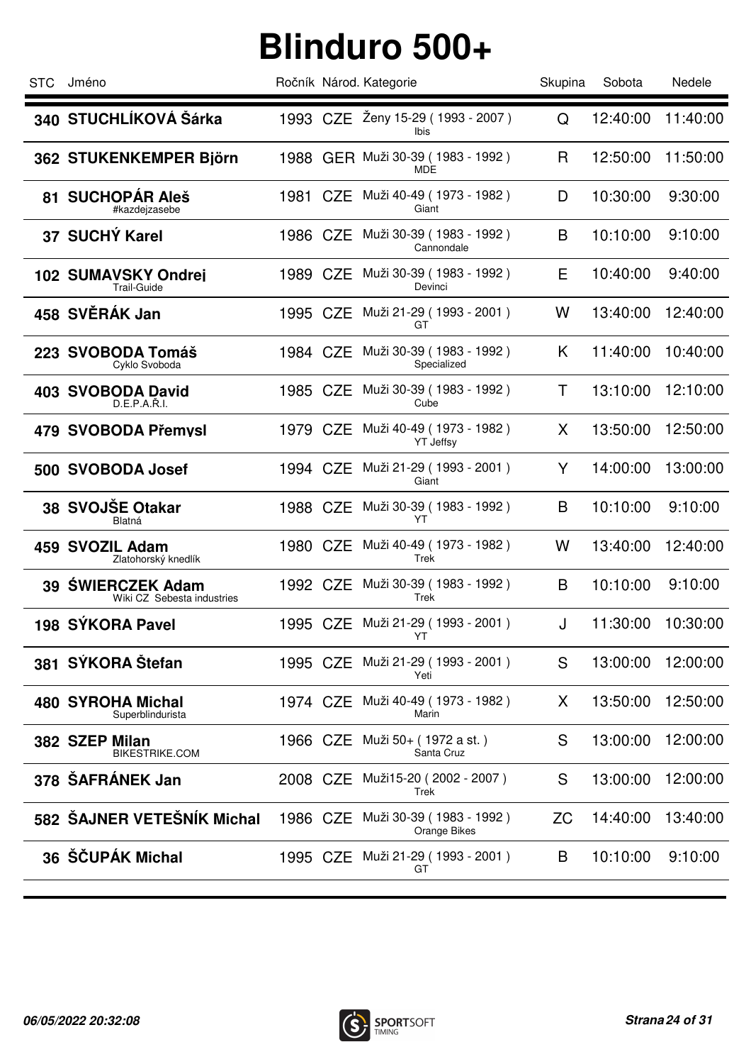# Blinduro 500+

| STC | Jméno | Ročník | Národ. | Kategorie | Skupina | Sobota | Nedele |
|---|---|---|---|---|---|---|---|
| 340 | **STUCHLÍKOVÁ Šárka** | 1993 | CZE | Ženy 15-29 ( 1993 - 2007 ) Ibis | Q | 12:40:00 | 11:40:00 |
| 362 | **STUKENKEMPER Björn** | 1988 | GER | Muži 30-39 ( 1983 - 1992 ) MDE | R | 12:50:00 | 11:50:00 |
| 81 | **SUCHOPÁR Aleš** #kazdejzasebe | 1981 | CZE | Muži 40-49 ( 1973 - 1982 ) Giant | D | 10:30:00 | 9:30:00 |
| 37 | **SUCHÝ Karel** | 1986 | CZE | Muži 30-39 ( 1983 - 1992 ) Cannondale | B | 10:10:00 | 9:10:00 |
| 102 | **SUMAVSKY Ondrej** Trail-Guide | 1989 | CZE | Muži 30-39 ( 1983 - 1992 ) Devinci | E | 10:40:00 | 9:40:00 |
| 458 | **SVĚRÁK Jan** | 1995 | CZE | Muži 21-29 ( 1993 - 2001 ) GT | W | 13:40:00 | 12:40:00 |
| 223 | **SVOBODA Tomáš** Cyklo Svoboda | 1984 | CZE | Muži 30-39 ( 1983 - 1992 ) Specialized | K | 11:40:00 | 10:40:00 |
| 403 | **SVOBODA David** D.E.P.A.Ř.I. | 1985 | CZE | Muži 30-39 ( 1983 - 1992 ) Cube | T | 13:10:00 | 12:10:00 |
| 479 | **SVOBODA Přemysl** | 1979 | CZE | Muži 40-49 ( 1973 - 1982 ) YT Jeffsy | X | 13:50:00 | 12:50:00 |
| 500 | **SVOBODA Josef** | 1994 | CZE | Muži 21-29 ( 1993 - 2001 ) Giant | Y | 14:00:00 | 13:00:00 |
| 38 | **SVOJŠE Otakar** Blatná | 1988 | CZE | Muži 30-39 ( 1983 - 1992 ) YT | B | 10:10:00 | 9:10:00 |
| 459 | **SVOZIL Adam** Zlatohorský knedlík | 1980 | CZE | Muži 40-49 ( 1973 - 1982 ) Trek | W | 13:40:00 | 12:40:00 |
| 39 | **ŚWIERCZEK Adam** Wiki CZ Sebesta industries | 1992 | CZE | Muži 30-39 ( 1983 - 1992 ) Trek | B | 10:10:00 | 9:10:00 |
| 198 | **SÝKORA Pavel** | 1995 | CZE | Muži 21-29 ( 1993 - 2001 ) YT | J | 11:30:00 | 10:30:00 |
| 381 | **SÝKORA Štefan** | 1995 | CZE | Muži 21-29 ( 1993 - 2001 ) Yeti | S | 13:00:00 | 12:00:00 |
| 480 | **SYROHA Michal** Superblindurista | 1974 | CZE | Muži 40-49 ( 1973 - 1982 ) Marin | X | 13:50:00 | 12:50:00 |
| 382 | **SZEP Milan** BIKESTRIKE.COM | 1966 | CZE | Muži 50+ ( 1972 a st. ) Santa Cruz | S | 13:00:00 | 12:00:00 |
| 378 | **ŠAFRÁNEK Jan** | 2008 | CZE | Muži15-20 ( 2002 - 2007 ) Trek | S | 13:00:00 | 12:00:00 |
| 582 | **ŠAJNER VETEŠNÍK Michal** | 1986 | CZE | Muži 30-39 ( 1983 - 1992 ) Orange Bikes | ZC | 14:40:00 | 13:40:00 |
| 36 | **ŠČUPÁK Michal** | 1995 | CZE | Muži 21-29 ( 1993 - 2001 ) GT | B | 10:10:00 | 9:10:00 |

*06/05/2022 20:32:08*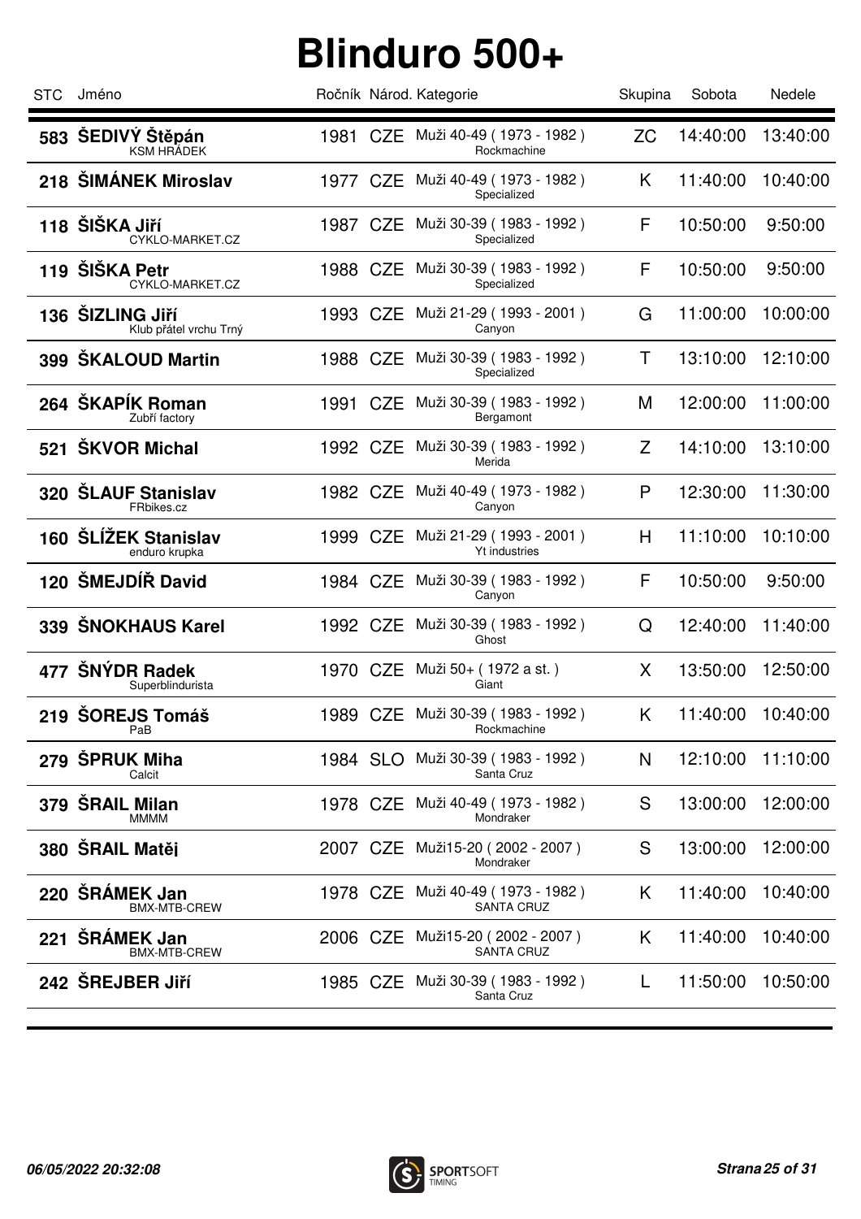# Blinduro 500+

| STC | Jméno | Ročník | Národ. | Kategorie | Skupina | Sobota | Nedele |
|---|---|---|---|---|---|---|---|
| 583 | **ŠEDIVÝ Štěpán**<br>KSM HRÁDEK | 1981 | CZE | Muži 40-49 ( 1973 - 1982 )<br>Rockmachine | ZC | 14:40:00 | 13:40:00 |
| 218 | **ŠIMÁNEK Miroslav** | 1977 | CZE | Muži 40-49 ( 1973 - 1982 )<br>Specialized | K | 11:40:00 | 10:40:00 |
| 118 | **ŠIŠKA Jiří**<br>CYKLO-MARKET.CZ | 1987 | CZE | Muži 30-39 ( 1983 - 1992 )<br>Specialized | F | 10:50:00 | 9:50:00 |
| 119 | **ŠIŠKA Petr**<br>CYKLO-MARKET.CZ | 1988 | CZE | Muži 30-39 ( 1983 - 1992 )<br>Specialized | F | 10:50:00 | 9:50:00 |
| 136 | **ŠIZLING Jiří**<br>Klub přátel vrchu Trný | 1993 | CZE | Muži 21-29 ( 1993 - 2001 )<br>Canyon | G | 11:00:00 | 10:00:00 |
| 399 | **ŠKALOUD Martin** | 1988 | CZE | Muži 30-39 ( 1983 - 1992 )<br>Specialized | T | 13:10:00 | 12:10:00 |
| 264 | **ŠKAPÍK Roman**<br>Zubří factory | 1991 | CZE | Muži 30-39 ( 1983 - 1992 )<br>Bergamont | M | 12:00:00 | 11:00:00 |
| 521 | **ŠKVOR Michal** | 1992 | CZE | Muži 30-39 ( 1983 - 1992 )<br>Merida | Z | 14:10:00 | 13:10:00 |
| 320 | **ŠLAUF Stanislav**<br>FRbikes.cz | 1982 | CZE | Muži 40-49 ( 1973 - 1982 )<br>Canyon | P | 12:30:00 | 11:30:00 |
| 160 | **ŠLÍŽEK Stanislav**<br>enduro krupka | 1999 | CZE | Muži 21-29 ( 1993 - 2001 )<br>Yt industries | H | 11:10:00 | 10:10:00 |
| 120 | **ŠMEJDÍŘ David** | 1984 | CZE | Muži 30-39 ( 1983 - 1992 )<br>Canyon | F | 10:50:00 | 9:50:00 |
| 339 | **ŠNOKHAUS Karel** | 1992 | CZE | Muži 30-39 ( 1983 - 1992 )<br>Ghost | Q | 12:40:00 | 11:40:00 |
| 477 | **ŠNÝDR Radek**<br>Superblindurista | 1970 | CZE | Muži 50+ ( 1972 a st. )<br>Giant | X | 13:50:00 | 12:50:00 |
| 219 | **ŠOREJS Tomáš**<br>PaB | 1989 | CZE | Muži 30-39 ( 1983 - 1992 )<br>Rockmachine | K | 11:40:00 | 10:40:00 |
| 279 | **ŠPRUK Miha**<br>Calcit | 1984 | SLO | Muži 30-39 ( 1983 - 1992 )<br>Santa Cruz | N | 12:10:00 | 11:10:00 |
| 379 | **ŠRAIL Milan**<br>MMMM | 1978 | CZE | Muži 40-49 ( 1973 - 1982 )<br>Mondraker | S | 13:00:00 | 12:00:00 |
| 380 | **ŠRAIL Matěj** | 2007 | CZE | Muži15-20 ( 2002 - 2007 )<br>Mondraker | S | 13:00:00 | 12:00:00 |
| 220 | **ŠRÁMEK Jan**<br>BMX-MTB-CREW | 1978 | CZE | Muži 40-49 ( 1973 - 1982 )<br>SANTA CRUZ | K | 11:40:00 | 10:40:00 |
| 221 | **ŠRÁMEK Jan**<br>BMX-MTB-CREW | 2006 | CZE | Muži15-20 ( 2002 - 2007 )<br>SANTA CRUZ | K | 11:40:00 | 10:40:00 |
| 242 | **ŠREJBER Jiří** | 1985 | CZE | Muži 30-39 ( 1983 - 1992 )<br>Santa Cruz | L | 11:50:00 | 10:50:00 |

*06/05/2022 20:32:08*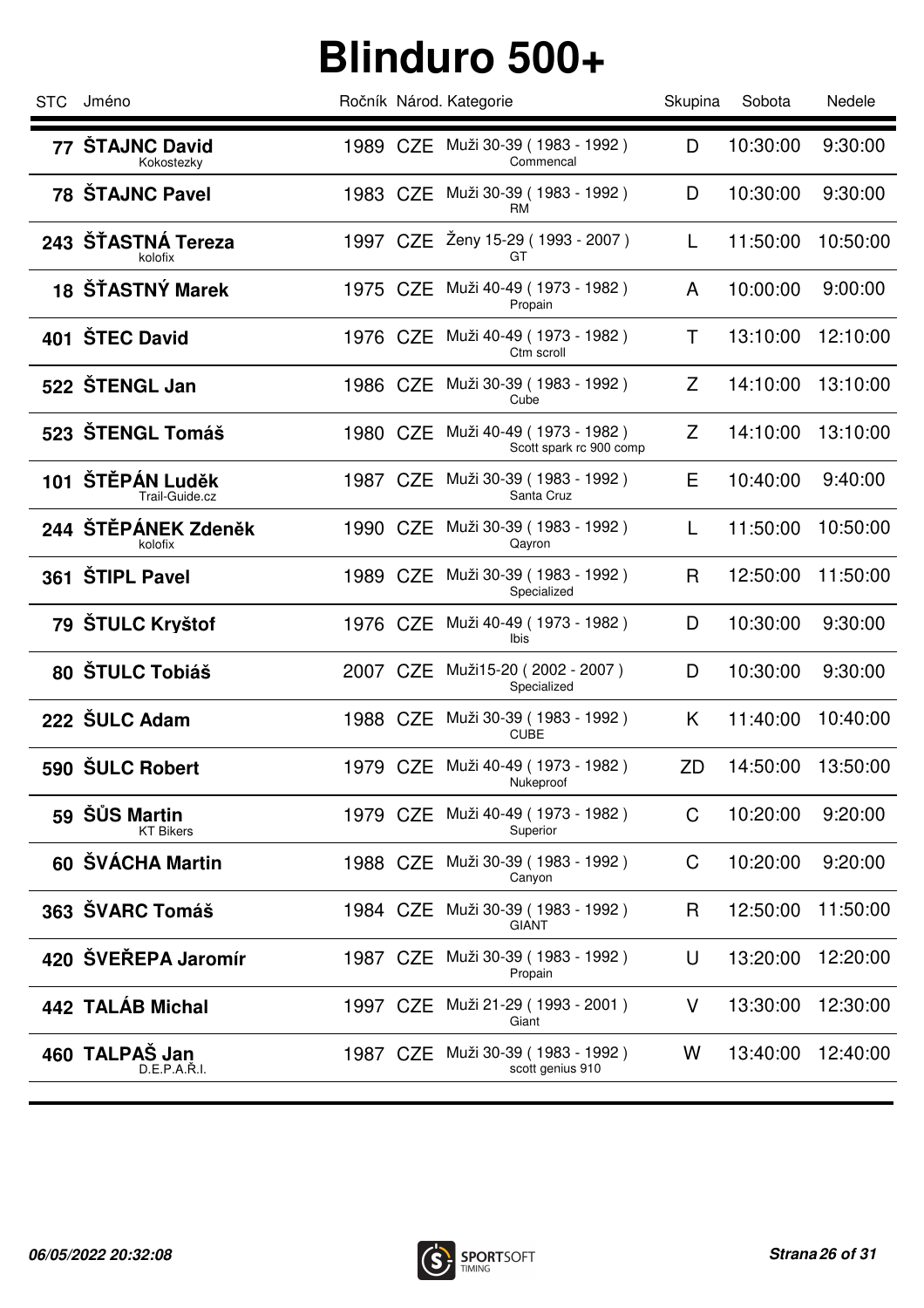# Blinduro 500+

| STC | Jméno | Ročník | Národ. | Kategorie | Skupina | Sobota | Nedele |
|---|---|---|---|---|---|---|---|
| 77 | **ŠTAJNC David** Kokostezky | 1989 | CZE | Muži 30-39 ( 1983 - 1992 ) Commencal | D | 10:30:00 | 9:30:00 |
| 78 | **ŠTAJNC Pavel** | 1983 | CZE | Muži 30-39 ( 1983 - 1992 ) RM | D | 10:30:00 | 9:30:00 |
| 243 | **ŠŤASTNÁ Tereza** kolofix | 1997 | CZE | Ženy 15-29 ( 1993 - 2007 ) GT | L | 11:50:00 | 10:50:00 |
| 18 | **ŠŤASTNÝ Marek** | 1975 | CZE | Muži 40-49 ( 1973 - 1982 ) Propain | A | 10:00:00 | 9:00:00 |
| 401 | **ŠTEC David** | 1976 | CZE | Muži 40-49 ( 1973 - 1982 ) Ctm scroll | T | 13:10:00 | 12:10:00 |
| 522 | **ŠTENGL Jan** | 1986 | CZE | Muži 30-39 ( 1983 - 1992 ) Cube | Z | 14:10:00 | 13:10:00 |
| 523 | **ŠTENGL Tomáš** | 1980 | CZE | Muži 40-49 ( 1973 - 1982 ) Scott spark rc 900 comp | Z | 14:10:00 | 13:10:00 |
| 101 | **ŠTĚPÁN Luděk** Trail-Guide.cz | 1987 | CZE | Muži 30-39 ( 1983 - 1992 ) Santa Cruz | E | 10:40:00 | 9:40:00 |
| 244 | **ŠTĚPÁNEK Zdeněk** kolofix | 1990 | CZE | Muži 30-39 ( 1983 - 1992 ) Qayron | L | 11:50:00 | 10:50:00 |
| 361 | **ŠTIPL Pavel** | 1989 | CZE | Muži 30-39 ( 1983 - 1992 ) Specialized | R | 12:50:00 | 11:50:00 |
| 79 | **ŠTULC Kryštof** | 1976 | CZE | Muži 40-49 ( 1973 - 1982 ) Ibis | D | 10:30:00 | 9:30:00 |
| 80 | **ŠTULC Tobiáš** | 2007 | CZE | Muži15-20 ( 2002 - 2007 ) Specialized | D | 10:30:00 | 9:30:00 |
| 222 | **ŠULC Adam** | 1988 | CZE | Muži 30-39 ( 1983 - 1992 ) CUBE | K | 11:40:00 | 10:40:00 |
| 590 | **ŠULC Robert** | 1979 | CZE | Muži 40-49 ( 1973 - 1982 ) Nukeproof | ZD | 14:50:00 | 13:50:00 |
| 59 | **ŠŮS Martin** KT Bikers | 1979 | CZE | Muži 40-49 ( 1973 - 1982 ) Superior | C | 10:20:00 | 9:20:00 |
| 60 | **ŠVÁCHA Martin** | 1988 | CZE | Muži 30-39 ( 1983 - 1992 ) Canyon | C | 10:20:00 | 9:20:00 |
| 363 | **ŠVARC Tomáš** | 1984 | CZE | Muži 30-39 ( 1983 - 1992 ) GIANT | R | 12:50:00 | 11:50:00 |
| 420 | **ŠVEŘEPA Jaromír** | 1987 | CZE | Muži 30-39 ( 1983 - 1992 ) Propain | U | 13:20:00 | 12:20:00 |
| 442 | **TALÁB Michal** | 1997 | CZE | Muži 21-29 ( 1993 - 2001 ) Giant | V | 13:30:00 | 12:30:00 |
| 460 | **TALPAŠ Jan** D.E.P.A.Ř.I. | 1987 | CZE | Muži 30-39 ( 1983 - 1992 ) scott genius 910 | W | 13:40:00 | 12:40:00 |

*06/05/2022 20:32:08*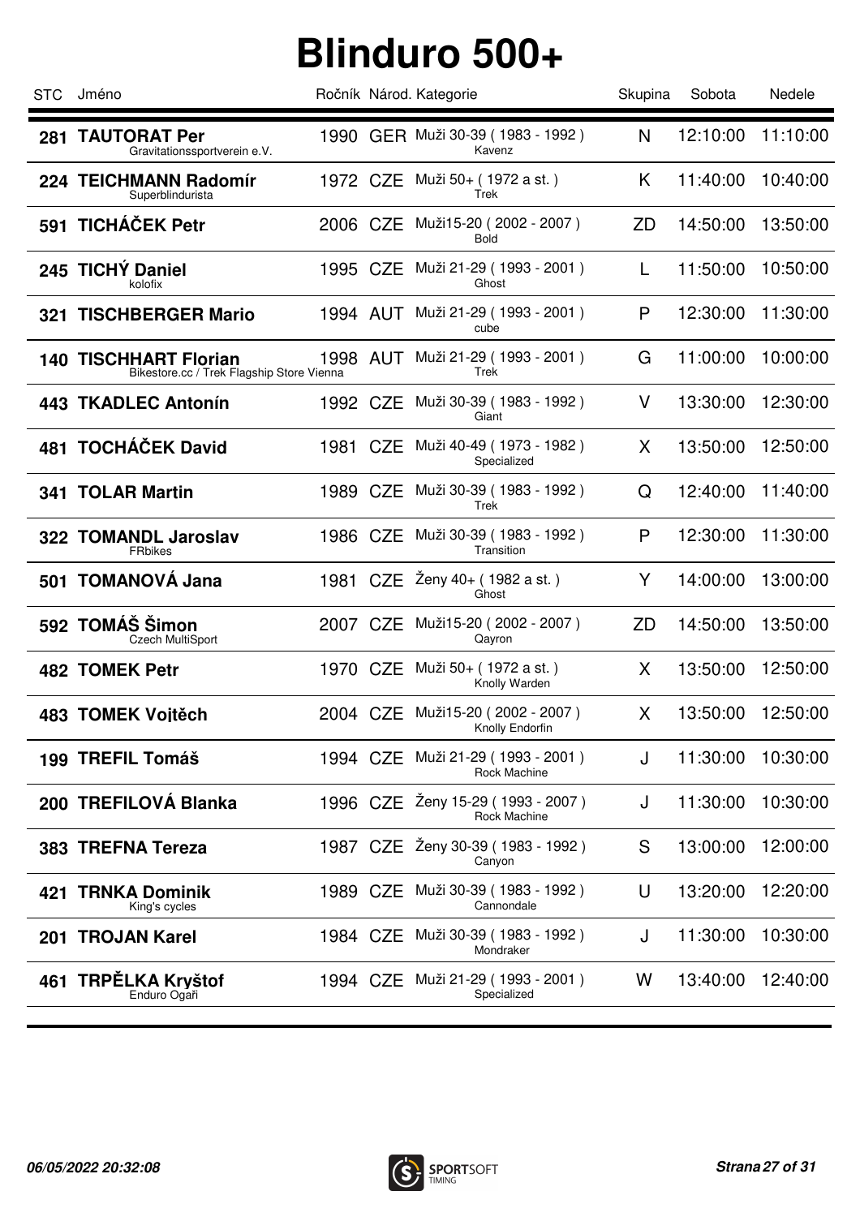# Blinduro 500+

| STC | Jméno | Ročník | Národ. | Kategorie | Skupina | Sobota | Nedele |
|---|---|---|---|---|---|---|---|
| **281** | **TAUTORAT Per** Gravitationssportverein e.V. | 1990 | GER | Muži 30-39 ( 1983 - 1992 ) Kavenz | N | 12:10:00 | 11:10:00 |
| **224** | **TEICHMANN Radomír** Superblindurista | 1972 | CZE | Muži 50+ ( 1972 a st. ) Trek | K | 11:40:00 | 10:40:00 |
| **591** | **TICHÁČEK Petr** | 2006 | CZE | Muži15-20 ( 2002 - 2007 ) Bold | ZD | 14:50:00 | 13:50:00 |
| **245** | **TICHÝ Daniel** kolofix | 1995 | CZE | Muži 21-29 ( 1993 - 2001 ) Ghost | L | 11:50:00 | 10:50:00 |
| **321** | **TISCHBERGER Mario** | 1994 | AUT | Muži 21-29 ( 1993 - 2001 ) cube | P | 12:30:00 | 11:30:00 |
| **140** | **TISCHHART Florian** Bikestore.cc / Trek Flagship Store Vienna | 1998 | AUT | Muži 21-29 ( 1993 - 2001 ) Trek | G | 11:00:00 | 10:00:00 |
| **443** | **TKADLEC Antonín** | 1992 | CZE | Muži 30-39 ( 1983 - 1992 ) Giant | V | 13:30:00 | 12:30:00 |
| **481** | **TOCHÁČEK David** | 1981 | CZE | Muži 40-49 ( 1973 - 1982 ) Specialized | X | 13:50:00 | 12:50:00 |
| **341** | **TOLAR Martin** | 1989 | CZE | Muži 30-39 ( 1983 - 1992 ) Trek | Q | 12:40:00 | 11:40:00 |
| **322** | **TOMANDL Jaroslav** FRbikes | 1986 | CZE | Muži 30-39 ( 1983 - 1992 ) Transition | P | 12:30:00 | 11:30:00 |
| **501** | **TOMANOVÁ Jana** | 1981 | CZE | Ženy 40+ ( 1982 a st. ) Ghost | Y | 14:00:00 | 13:00:00 |
| **592** | **TOMÁŠ Šimon** Czech MultiSport | 2007 | CZE | Muži15-20 ( 2002 - 2007 ) Qayron | ZD | 14:50:00 | 13:50:00 |
| **482** | **TOMEK Petr** | 1970 | CZE | Muži 50+ ( 1972 a st. ) Knolly Warden | X | 13:50:00 | 12:50:00 |
| **483** | **TOMEK Vojtěch** | 2004 | CZE | Muži15-20 ( 2002 - 2007 ) Knolly Endorfin | X | 13:50:00 | 12:50:00 |
| **199** | **TREFIL Tomáš** | 1994 | CZE | Muži 21-29 ( 1993 - 2001 ) Rock Machine | J | 11:30:00 | 10:30:00 |
| **200** | **TREFILOVÁ Blanka** | 1996 | CZE | Ženy 15-29 ( 1993 - 2007 ) Rock Machine | J | 11:30:00 | 10:30:00 |
| **383** | **TREFNA Tereza** | 1987 | CZE | Ženy 30-39 ( 1983 - 1992 ) Canyon | S | 13:00:00 | 12:00:00 |
| **421** | **TRNKA Dominik** King's cycles | 1989 | CZE | Muži 30-39 ( 1983 - 1992 ) Cannondale | U | 13:20:00 | 12:20:00 |
| **201** | **TROJAN Karel** | 1984 | CZE | Muži 30-39 ( 1983 - 1992 ) Mondraker | J | 11:30:00 | 10:30:00 |
| **461** | **TRPĚLKA Kryštof** Enduro Ogaři | 1994 | CZE | Muži 21-29 ( 1993 - 2001 ) Specialized | W | 13:40:00 | 12:40:00 |

*06/05/2022 20:32:08*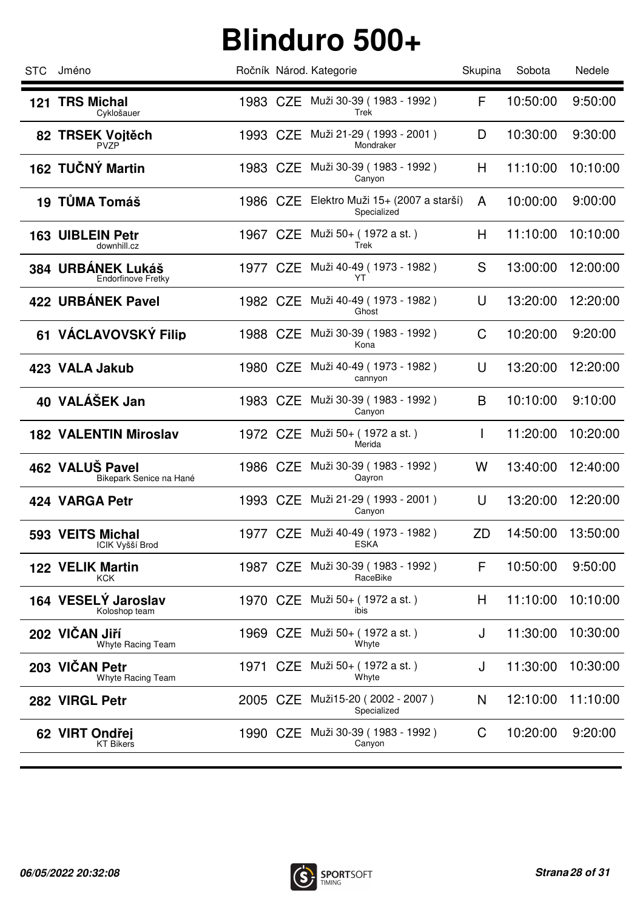# Blinduro 500+

| STC | Jméno | Ročník | Národ. | Kategorie | Skupina | Sobota | Nedele |
|---|---|---|---|---|---|---|---|
| 121 | **TRS Michal** Cyklošauer | 1983 | CZE | Muži 30-39 ( 1983 - 1992 ) Trek | F | 10:50:00 | 9:50:00 |
| 82 | **TRSEK Vojtěch** PVZP | 1993 | CZE | Muži 21-29 ( 1993 - 2001 ) Mondraker | D | 10:30:00 | 9:30:00 |
| 162 | **TUČNÝ Martin** | 1983 | CZE | Muži 30-39 ( 1983 - 1992 ) Canyon | H | 11:10:00 | 10:10:00 |
| 19 | **TŮMA Tomáš** | 1986 | CZE | Elektro Muži 15+ (2007 a starší) Specialized | A | 10:00:00 | 9:00:00 |
| 163 | **UIBLEIN Petr** downhill.cz | 1967 | CZE | Muži 50+ ( 1972 a st. ) Trek | H | 11:10:00 | 10:10:00 |
| 384 | **URBÁNEK Lukáš** Endorfinove Fretky | 1977 | CZE | Muži 40-49 ( 1973 - 1982 ) YT | S | 13:00:00 | 12:00:00 |
| 422 | **URBÁNEK Pavel** | 1982 | CZE | Muži 40-49 ( 1973 - 1982 ) Ghost | U | 13:20:00 | 12:20:00 |
| 61 | **VÁCLAVOVSKÝ Filip** | 1988 | CZE | Muži 30-39 ( 1983 - 1992 ) Kona | C | 10:20:00 | 9:20:00 |
| 423 | **VALA Jakub** | 1980 | CZE | Muži 40-49 ( 1973 - 1982 ) cannyon | U | 13:20:00 | 12:20:00 |
| 40 | **VALÁŠEK Jan** | 1983 | CZE | Muži 30-39 ( 1983 - 1992 ) Canyon | B | 10:10:00 | 9:10:00 |
| 182 | **VALENTIN Miroslav** | 1972 | CZE | Muži 50+ ( 1972 a st. ) Merida | I | 11:20:00 | 10:20:00 |
| 462 | **VALUŠ Pavel** Bikepark Senice na Hané | 1986 | CZE | Muži 30-39 ( 1983 - 1992 ) Qayron | W | 13:40:00 | 12:40:00 |
| 424 | **VARGA Petr** | 1993 | CZE | Muži 21-29 ( 1993 - 2001 ) Canyon | U | 13:20:00 | 12:20:00 |
| 593 | **VEITS Michal** ICIK Vyšší Brod | 1977 | CZE | Muži 40-49 ( 1973 - 1982 ) ESKA | ZD | 14:50:00 | 13:50:00 |
| 122 | **VELIK Martin** KCK | 1987 | CZE | Muži 30-39 ( 1983 - 1992 ) RaceBike | F | 10:50:00 | 9:50:00 |
| 164 | **VESELÝ Jaroslav** Koloshop team | 1970 | CZE | Muži 50+ ( 1972 a st. ) ibis | H | 11:10:00 | 10:10:00 |
| 202 | **VIČAN Jiří** Whyte Racing Team | 1969 | CZE | Muži 50+ ( 1972 a st. ) Whyte | J | 11:30:00 | 10:30:00 |
| 203 | **VIČAN Petr** Whyte Racing Team | 1971 | CZE | Muži 50+ ( 1972 a st. ) Whyte | J | 11:30:00 | 10:30:00 |
| 282 | **VIRGL Petr** | 2005 | CZE | Muži15-20 ( 2002 - 2007 ) Specialized | N | 12:10:00 | 11:10:00 |
| 62 | **VIRT Ondřej** KT Bikers | 1990 | CZE | Muži 30-39 ( 1983 - 1992 ) Canyon | C | 10:20:00 | 9:20:00 |

*06/05/2022 20:32:08*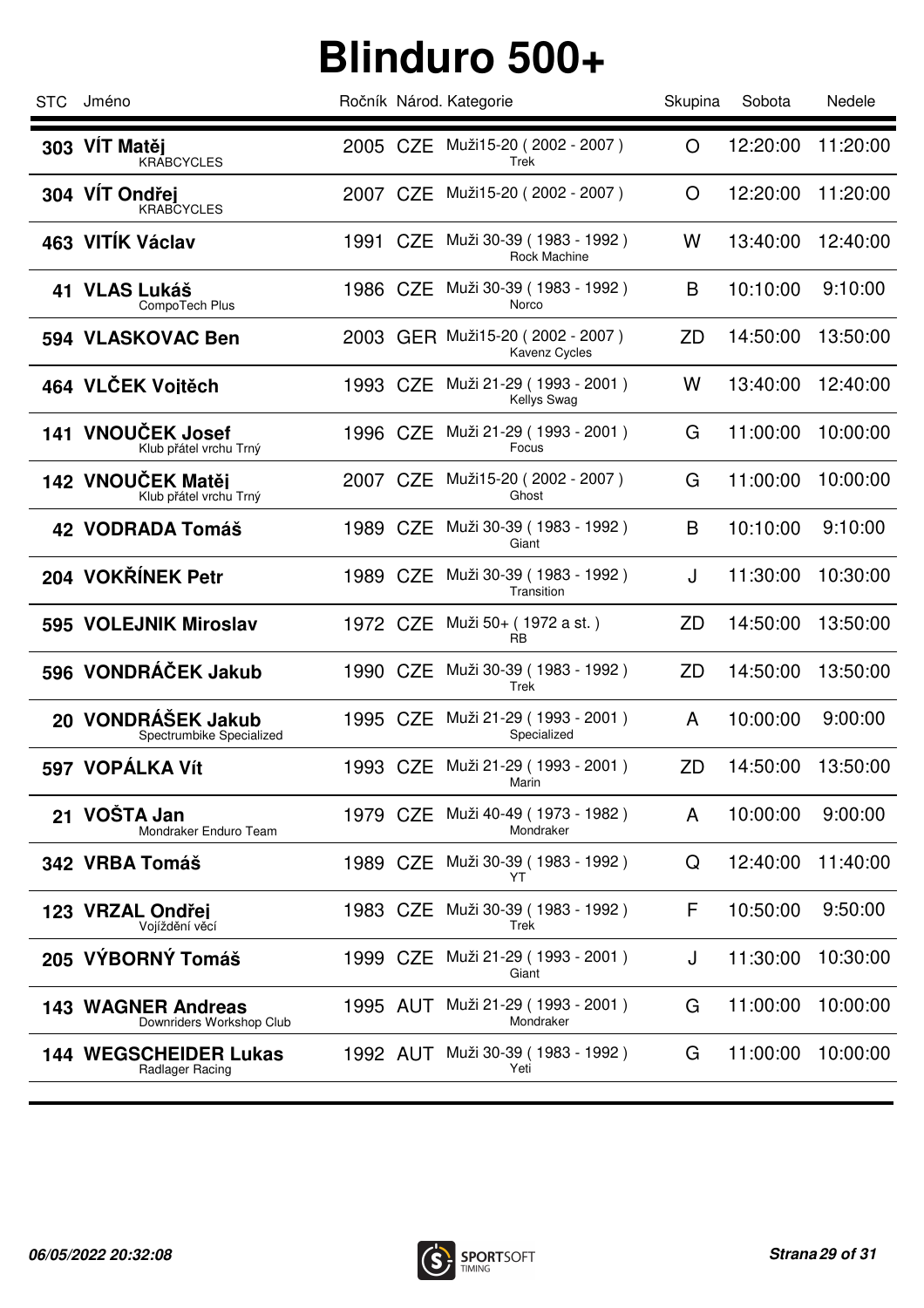# Blinduro 500+

| STC | Jméno | Ročník | Národ. | Kategorie | Skupina | Sobota | Nedele |
|---|---|---|---|---|---|---|---|
| 303 | **VÍT Matěj** KRABCYCLES | 2005 | CZE | Muži15-20 ( 2002 - 2007 ) Trek | O | 12:20:00 | 11:20:00 |
| 304 | **VÍT Ondřej** KRABCYCLES | 2007 | CZE | Muži15-20 ( 2002 - 2007 ) | O | 12:20:00 | 11:20:00 |
| 463 | **VITÍK Václav** | 1991 | CZE | Muži 30-39 ( 1983 - 1992 ) Rock Machine | W | 13:40:00 | 12:40:00 |
| 41 | **VLAS Lukáš** CompoTech Plus | 1986 | CZE | Muži 30-39 ( 1983 - 1992 ) Norco | B | 10:10:00 | 9:10:00 |
| 594 | **VLASKOVAC Ben** | 2003 | GER | Muži15-20 ( 2002 - 2007 ) Kavenz Cycles | ZD | 14:50:00 | 13:50:00 |
| 464 | **VLČEK Vojtěch** | 1993 | CZE | Muži 21-29 ( 1993 - 2001 ) Kellys Swag | W | 13:40:00 | 12:40:00 |
| 141 | **VNOUČEK Josef** Klub přátel vrchu Trný | 1996 | CZE | Muži 21-29 ( 1993 - 2001 ) Focus | G | 11:00:00 | 10:00:00 |
| 142 | **VNOUČEK Matěj** Klub přátel vrchu Trný | 2007 | CZE | Muži15-20 ( 2002 - 2007 ) Ghost | G | 11:00:00 | 10:00:00 |
| 42 | **VODRADA Tomáš** | 1989 | CZE | Muži 30-39 ( 1983 - 1992 ) Giant | B | 10:10:00 | 9:10:00 |
| 204 | **VOKŘÍNEK Petr** | 1989 | CZE | Muži 30-39 ( 1983 - 1992 ) Transition | J | 11:30:00 | 10:30:00 |
| 595 | **VOLEJNIK Miroslav** | 1972 | CZE | Muži 50+ ( 1972 a st. ) RB | ZD | 14:50:00 | 13:50:00 |
| 596 | **VONDRÁČEK Jakub** | 1990 | CZE | Muži 30-39 ( 1983 - 1992 ) Trek | ZD | 14:50:00 | 13:50:00 |
| 20 | **VONDRÁŠEK Jakub** Spectrumbike Specialized | 1995 | CZE | Muži 21-29 ( 1993 - 2001 ) Specialized | A | 10:00:00 | 9:00:00 |
| 597 | **VOPÁLKA Vít** | 1993 | CZE | Muži 21-29 ( 1993 - 2001 ) Marin | ZD | 14:50:00 | 13:50:00 |
| 21 | **VOŠTA Jan** Mondraker Enduro Team | 1979 | CZE | Muži 40-49 ( 1973 - 1982 ) Mondraker | A | 10:00:00 | 9:00:00 |
| 342 | **VRBA Tomáš** | 1989 | CZE | Muži 30-39 ( 1983 - 1992 ) YT | Q | 12:40:00 | 11:40:00 |
| 123 | **VRZAL Ondřej** Vojíždění věcí | 1983 | CZE | Muži 30-39 ( 1983 - 1992 ) Trek | F | 10:50:00 | 9:50:00 |
| 205 | **VÝBORNÝ Tomáš** | 1999 | CZE | Muži 21-29 ( 1993 - 2001 ) Giant | J | 11:30:00 | 10:30:00 |
| 143 | **WAGNER Andreas** Downriders Workshop Club | 1995 | AUT | Muži 21-29 ( 1993 - 2001 ) Mondraker | G | 11:00:00 | 10:00:00 |
| 144 | **WEGSCHEIDER Lukas** Radlager Racing | 1992 | AUT | Muži 30-39 ( 1983 - 1992 ) Yeti | G | 11:00:00 | 10:00:00 |

*06/05/2022 20:32:08*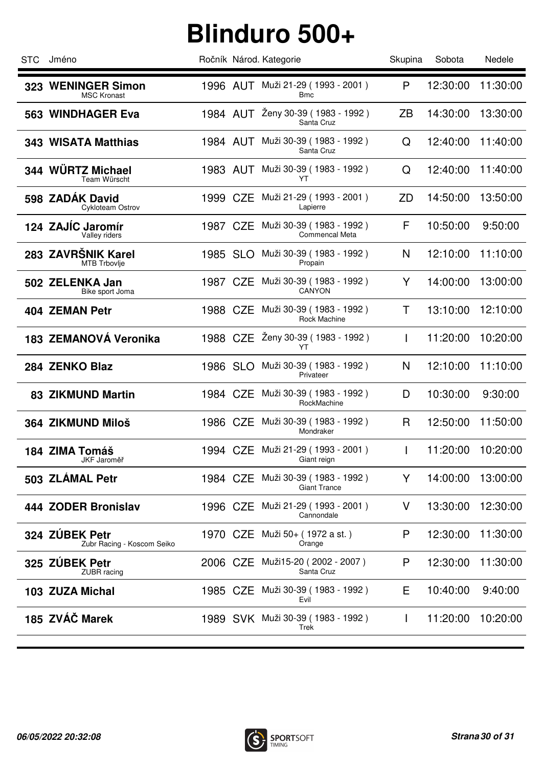# Blinduro 500+

| STC | Jméno | Ročník | Národ. | Kategorie | Skupina | Sobota | Nedele |
|---|---|---|---|---|---|---|---|
| **323** | **WENINGER Simon**<br>MSC Kronast | 1996 | AUT | Muži 21-29 ( 1993 - 2001 )<br>Bmc | P | 12:30:00 | 11:30:00 |
| **563** | **WINDHAGER Eva** | 1984 | AUT | Ženy 30-39 ( 1983 - 1992 )<br>Santa Cruz | ZB | 14:30:00 | 13:30:00 |
| **343** | **WISATA Matthias** | 1984 | AUT | Muži 30-39 ( 1983 - 1992 )<br>Santa Cruz | Q | 12:40:00 | 11:40:00 |
| **344** | **WÜRTZ Michael**<br>Team Würscht | 1983 | AUT | Muži 30-39 ( 1983 - 1992 )<br>YT | Q | 12:40:00 | 11:40:00 |
| **598** | **ZADÁK David**<br>Cykloteam Ostrov | 1999 | CZE | Muži 21-29 ( 1993 - 2001 )<br>Lapierre | ZD | 14:50:00 | 13:50:00 |
| **124** | **ZAJÍC Jaromír**<br>Valley riders | 1987 | CZE | Muži 30-39 ( 1983 - 1992 )<br>Commencal Meta | F | 10:50:00 | 9:50:00 |
| **283** | **ZAVRŠNIK Karel**<br>MTB Trbovlje | 1985 | SLO | Muži 30-39 ( 1983 - 1992 )<br>Propain | N | 12:10:00 | 11:10:00 |
| **502** | **ZELENKA Jan**<br>Bike sport Joma | 1987 | CZE | Muži 30-39 ( 1983 - 1992 )<br>CANYON | Y | 14:00:00 | 13:00:00 |
| **404** | **ZEMAN Petr** | 1988 | CZE | Muži 30-39 ( 1983 - 1992 )<br>Rock Machine | T | 13:10:00 | 12:10:00 |
| **183** | **ZEMANOVÁ Veronika** | 1988 | CZE | Ženy 30-39 ( 1983 - 1992 )<br>YT | I | 11:20:00 | 10:20:00 |
| **284** | **ZENKO Blaz** | 1986 | SLO | Muži 30-39 ( 1983 - 1992 )<br>Privateer | N | 12:10:00 | 11:10:00 |
| **83** | **ZIKMUND Martin** | 1984 | CZE | Muži 30-39 ( 1983 - 1992 )<br>RockMachine | D | 10:30:00 | 9:30:00 |
| **364** | **ZIKMUND Miloš** | 1986 | CZE | Muži 30-39 ( 1983 - 1992 )<br>Mondraker | R | 12:50:00 | 11:50:00 |
| **184** | **ZIMA Tomáš**<br>JKF Jaroměř | 1994 | CZE | Muži 21-29 ( 1993 - 2001 )<br>Giant reign | I | 11:20:00 | 10:20:00 |
| **503** | **ZLÁMAL Petr** | 1984 | CZE | Muži 30-39 ( 1983 - 1992 )<br>Giant Trance | Y | 14:00:00 | 13:00:00 |
| **444** | **ZODER Bronislav** | 1996 | CZE | Muži 21-29 ( 1993 - 2001 )<br>Cannondale | V | 13:30:00 | 12:30:00 |
| **324** | **ZÚBEK Petr**<br>Zubr Racing - Koscom Seiko | 1970 | CZE | Muži 50+ ( 1972 a st. )<br>Orange | P | 12:30:00 | 11:30:00 |
| **325** | **ZÚBEK Petr**<br>ZUBR racing | 2006 | CZE | Muži15-20 ( 2002 - 2007 )<br>Santa Cruz | P | 12:30:00 | 11:30:00 |
| **103** | **ZUZA Michal** | 1985 | CZE | Muži 30-39 ( 1983 - 1992 )<br>Evil | E | 10:40:00 | 9:40:00 |
| **185** | **ZVÁČ Marek** | 1989 | SVK | Muži 30-39 ( 1983 - 1992 )<br>Trek | I | 11:20:00 | 10:20:00 |

*06/05/2022 20:32:08*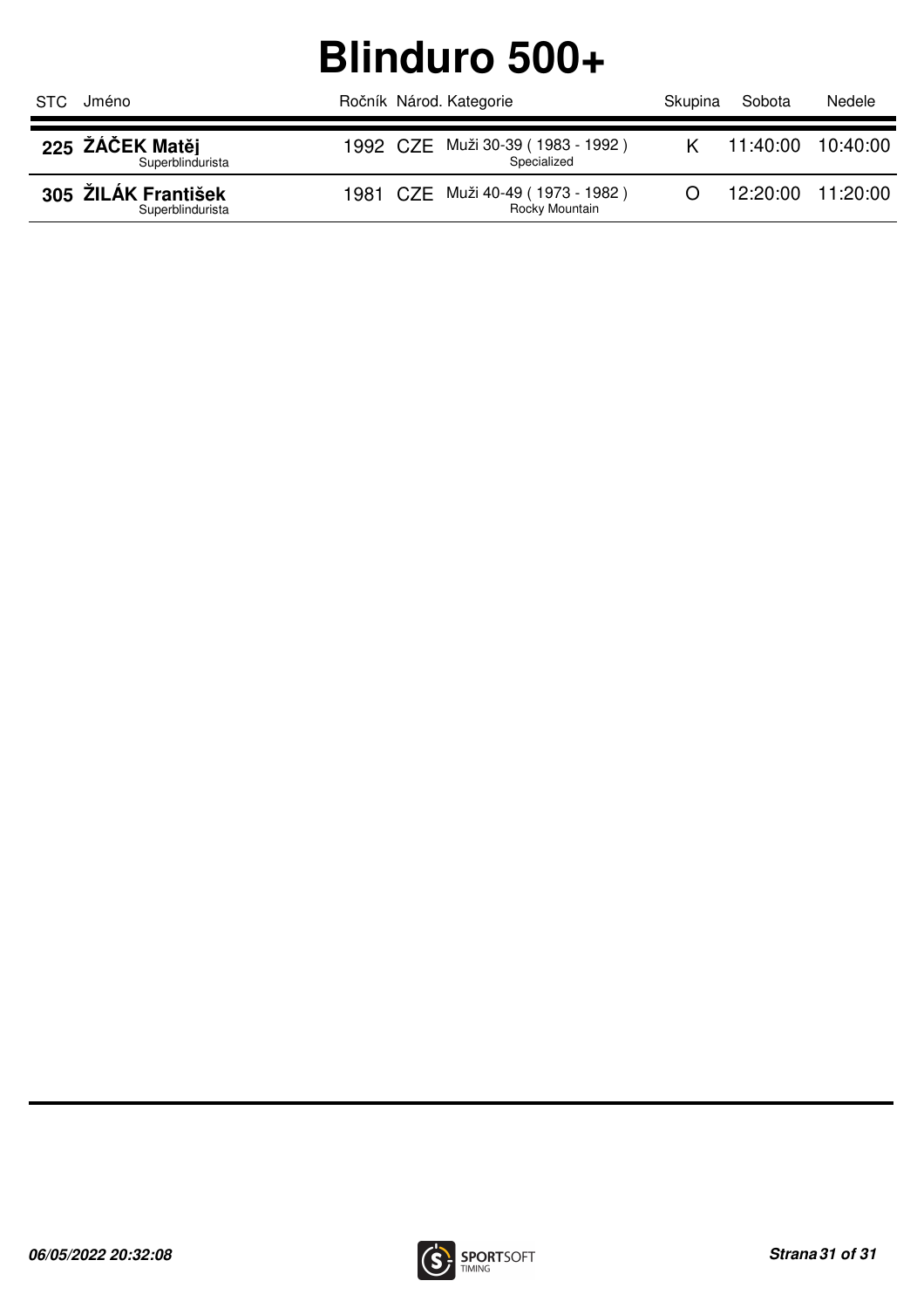# Blinduro 500+

| STC | Jméno | Ročník | Národ. | Kategorie | Skupina | Sobota | Nedele |
| --- | --- | --- | --- | --- | --- | --- | --- |
| 225 | **ŽÁČEK Matěj** Superblindurista | 1992 | CZE | Muži 30-39 ( 1983 - 1992 ) Specialized | K | 11:40:00 | 10:40:00 |
| 305 | **ŽILÁK František** Superblindurista | 1981 | CZE | Muži 40-49 ( 1973 - 1982 ) Rocky Mountain | O | 12:20:00 | 11:20:00 |

*06/05/2022 20:32:08*

SPORTSOFT TIMING